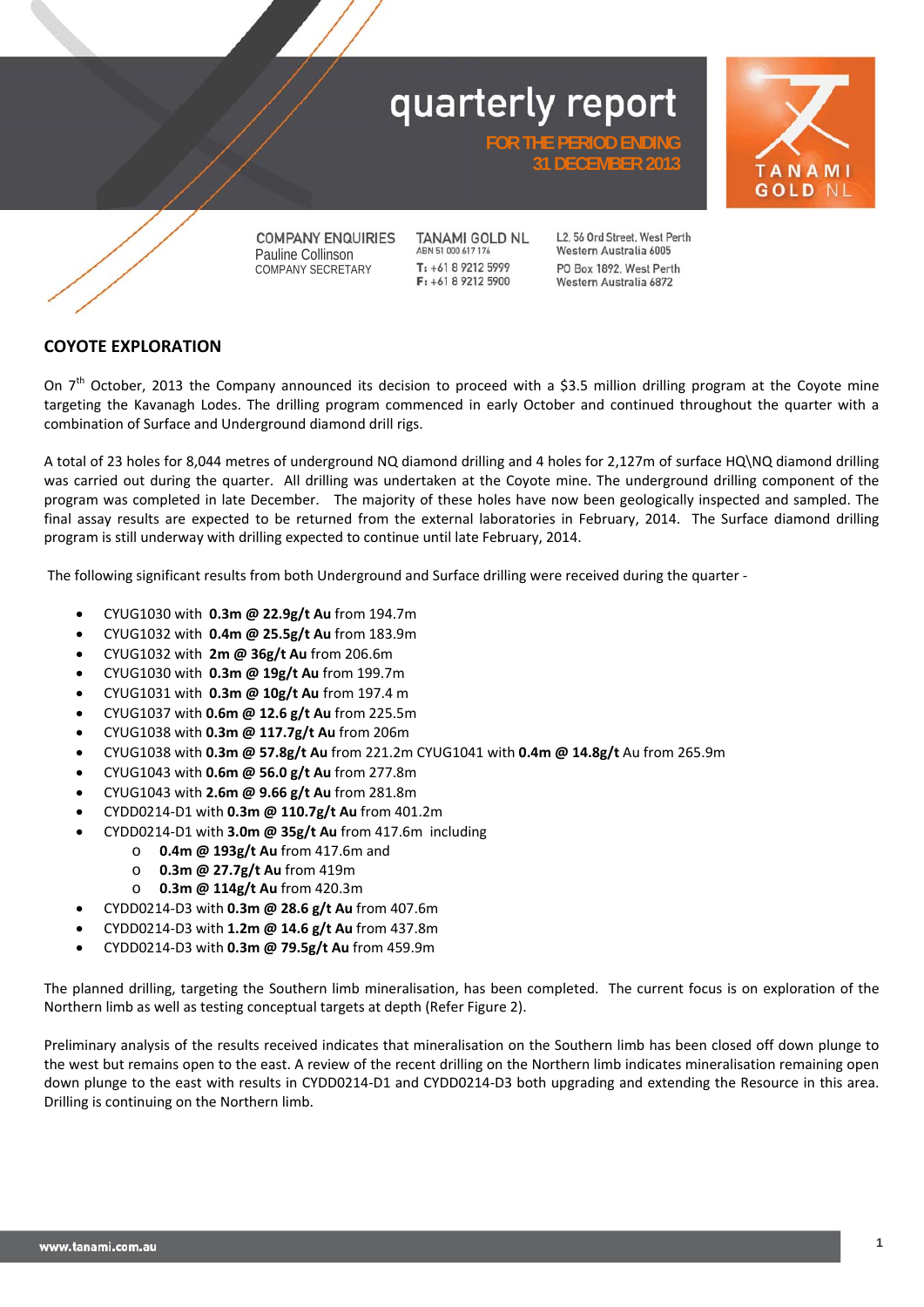# quarterly report

FOR THE PERIOD ENDING 31 DECEMBER 2013

TANAMI GOLD NL

COMPANY ENQUIRIES
Pauline Collinson
COMPANY SECRETARY

TANAMI GOLD NL
ABN 51 000 617 176
T: +61 8 9212 5999
F: +61 8 9212 5900

L2, 56 Ord Street, West Perth
Western Australia 6005
PO Box 1892, West Perth
Western Australia 6872

## COYOTE EXPLORATION

On 7th October, 2013 the Company announced its decision to proceed with a $3.5 million drilling program at the Coyote mine targeting the Kavanagh Lodes. The drilling program commenced in early October and continued throughout the quarter with a combination of Surface and Underground diamond drill rigs.

A total of 23 holes for 8,044 metres of underground NQ diamond drilling and 4 holes for 2,127m of surface HQ\NQ diamond drilling was carried out during the quarter. All drilling was undertaken at the Coyote mine. The underground drilling component of the program was completed in late December. The majority of these holes have now been geologically inspected and sampled. The final assay results are expected to be returned from the external laboratories in February, 2014. The Surface diamond drilling program is still underway with drilling expected to continue until late February, 2014.

The following significant results from both Underground and Surface drilling were received during the quarter -

- CYUG1030 with **0.3m @ 22.9g/t Au** from 194.7m
- CYUG1032 with **0.4m @ 25.5g/t Au** from 183.9m
- CYUG1032 with **2m @ 36g/t Au** from 206.6m
- CYUG1030 with **0.3m @ 19g/t Au** from 199.7m
- CYUG1031 with **0.3m @ 10g/t Au** from 197.4 m
- CYUG1037 with **0.6m @ 12.6 g/t Au** from 225.5m
- CYUG1038 with **0.3m @ 117.7g/t Au** from 206m
- CYUG1038 with **0.3m @ 57.8g/t Au** from 221.2m CYUG1041 with **0.4m @ 14.8g/t** Au from 265.9m
- CYUG1043 with **0.6m @ 56.0 g/t Au** from 277.8m
- CYUG1043 with **2.6m @ 9.66 g/t Au** from 281.8m
- CYDD0214-D1 with **0.3m @ 110.7g/t Au** from 401.2m
- CYDD0214-D1 with **3.0m @ 35g/t Au** from 417.6m including
  - **0.4m @ 193g/t Au** from 417.6m and
  - **0.3m @ 27.7g/t Au** from 419m
  - **0.3m @ 114g/t Au** from 420.3m
- CYDD0214-D3 with **0.3m @ 28.6 g/t Au** from 407.6m
- CYDD0214-D3 with **1.2m @ 14.6 g/t Au** from 437.8m
- CYDD0214-D3 with **0.3m @ 79.5g/t Au** from 459.9m

The planned drilling, targeting the Southern limb mineralisation, has been completed. The current focus is on exploration of the Northern limb as well as testing conceptual targets at depth (Refer Figure 2).

Preliminary analysis of the results received indicates that mineralisation on the Southern limb has been closed off down plunge to the west but remains open to the east. A review of the recent drilling on the Northern limb indicates mineralisation remaining open down plunge to the east with results in CYDD0214-D1 and CYDD0214-D3 both upgrading and extending the Resource in this area. Drilling is continuing on the Northern limb.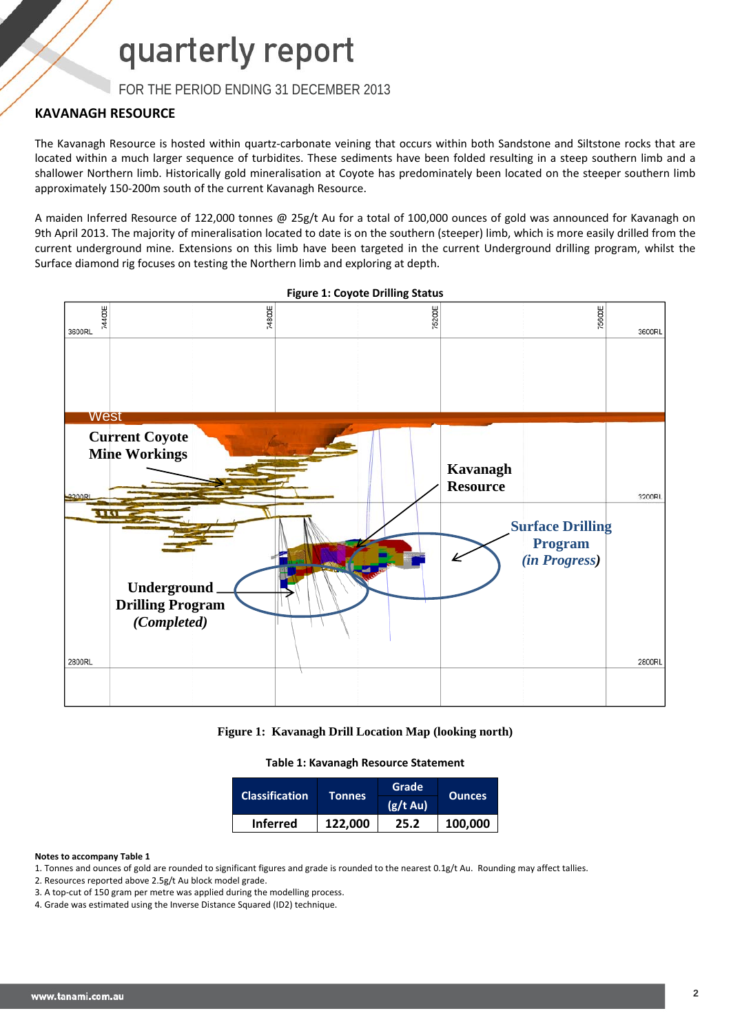## KAVANAGH RESOURCE

The Kavanagh Resource is hosted within quartz-carbonate veining that occurs within both Sandstone and Siltstone rocks that are located within a much larger sequence of turbidites. These sediments have been folded resulting in a steep southern limb and a shallower Northern limb. Historically gold mineralisation at Coyote has predominately been located on the steeper southern limb approximately 150-200m south of the current Kavanagh Resource.

A maiden Inferred Resource of 122,000 tonnes @ 25g/t Au for a total of 100,000 ounces of gold was announced for Kavanagh on 9th April 2013. The majority of mineralisation located to date is on the southern (steeper) limb, which is more easily drilled from the current underground mine. Extensions on this limb have been targeted in the current Underground drilling program, whilst the Surface diamond rig focuses on testing the Northern limb and exploring at depth.

**Figure 1: Coyote Drilling Status**

**Figure 1: Kavanagh Drill Location Map (looking north)**

**Table 1: Kavanagh Resource Statement**

| Classification | Tonnes | Grade (g/t Au) | Ounces |
|---|---|---|---|
| Inferred | 122,000 | 25.2 | 100,000 |

**Notes to accompany Table 1**

1. Tonnes and ounces of gold are rounded to significant figures and grade is rounded to the nearest 0.1g/t Au. Rounding may affect tallies.
2. Resources reported above 2.5g/t Au block model grade.
3. A top-cut of 150 gram per metre was applied during the modelling process.
4. Grade was estimated using the Inverse Distance Squared (ID2) technique.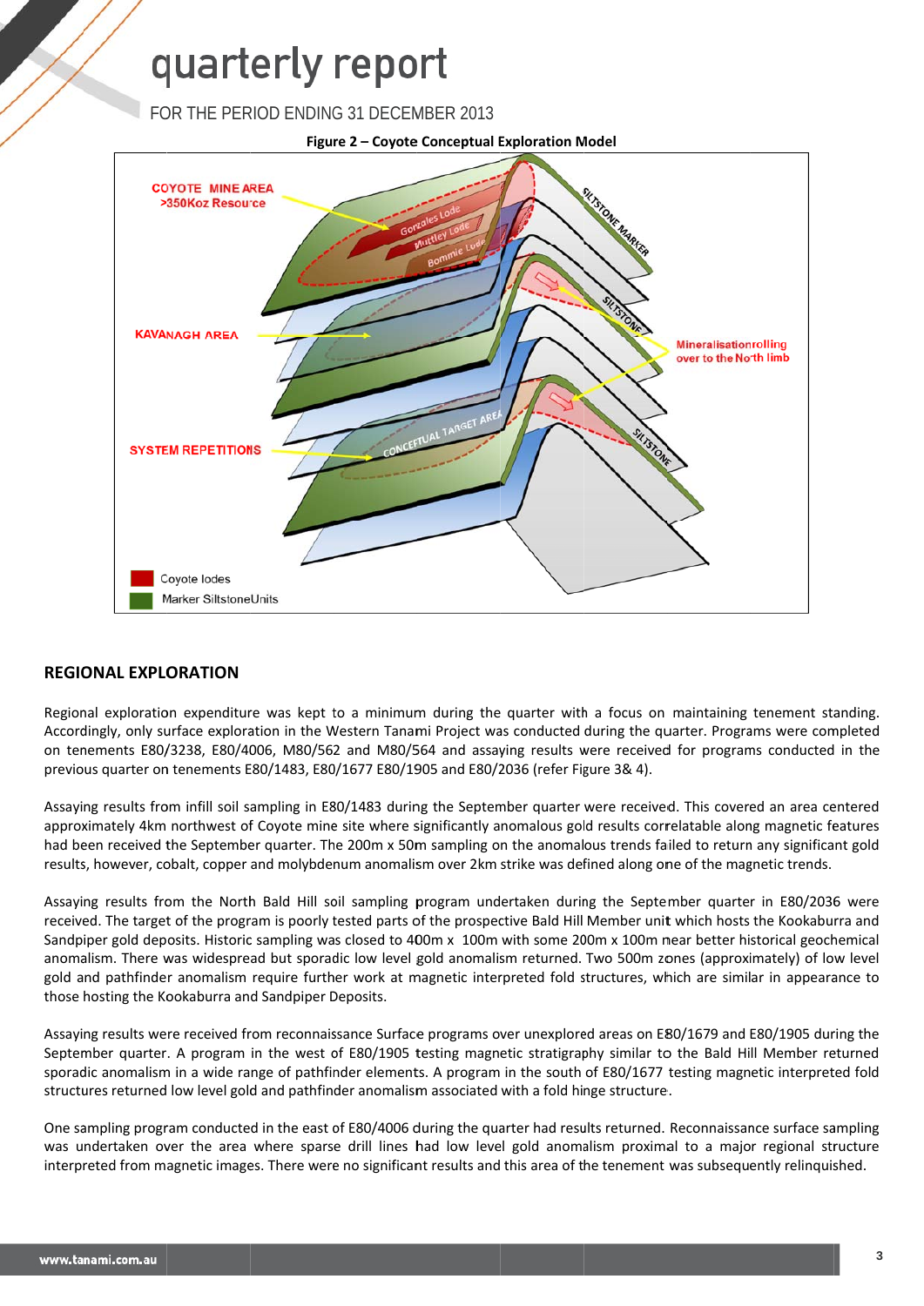**Figure 2 – Coyote Conceptual Exploration Model**

## REGIONAL EXPLORATION

Regional exploration expenditure was kept to a minimum during the quarter with a focus on maintaining tenement standing. Accordingly, only surface exploration in the Western Tanami Project was conducted during the quarter. Programs were completed on tenements E80/3238, E80/4006, M80/562 and M80/564 and assaying results were received for programs conducted in the previous quarter on tenements E80/1483, E80/1677 E80/1905 and E80/2036 (refer Figure 3& 4).

Assaying results from infill soil sampling in E80/1483 during the September quarter were received. This covered an area centered approximately 4km northwest of Coyote mine site where significantly anomalous gold results correlatable along magnetic features had been received the September quarter. The 200m x 50m sampling on the anomalous trends failed to return any significant gold results, however, cobalt, copper and molybdenum anomalism over 2km strike was defined along one of the magnetic trends.

Assaying results from the North Bald Hill soil sampling program undertaken during the September quarter in E80/2036 were received. The target of the program is poorly tested parts of the prospective Bald Hill Member unit which hosts the Kookaburra and Sandpiper gold deposits. Historic sampling was closed to 400m x 100m with some 200m x 100m near better historical geochemical anomalism. There was widespread but sporadic low level gold anomalism returned. Two 500m zones (approximately) of low level gold and pathfinder anomalism require further work at magnetic interpreted fold structures, which are similar in appearance to those hosting the Kookaburra and Sandpiper Deposits.

Assaying results were received from reconnaissance Surface programs over unexplored areas on E80/1679 and E80/1905 during the September quarter. A program in the west of E80/1905 testing magnetic stratigraphy similar to the Bald Hill Member returned sporadic anomalism in a wide range of pathfinder elements. A program in the south of E80/1677 testing magnetic interpreted fold structures returned low level gold and pathfinder anomalism associated with a fold hinge structure.

One sampling program conducted in the east of E80/4006 during the quarter had results returned. Reconnaissance surface sampling was undertaken over the area where sparse drill lines had low level gold anomalism proximal to a major regional structure interpreted from magnetic images. There were no significant results and this area of the tenement was subsequently relinquished.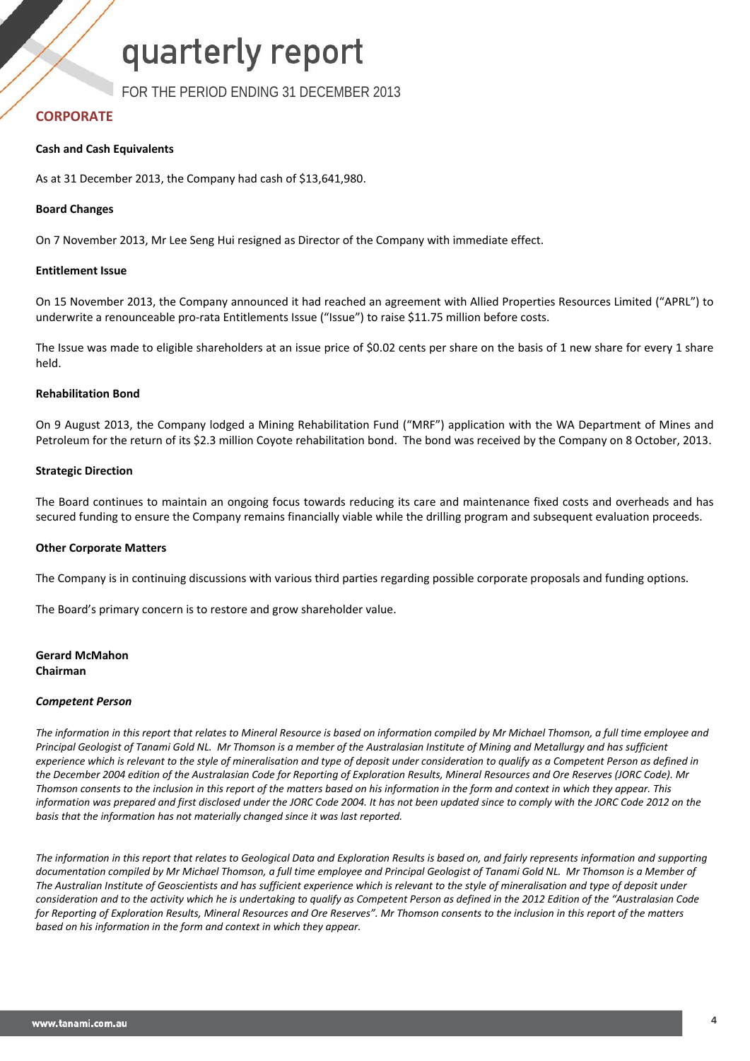# quarterly report

FOR THE PERIOD ENDING 31 DECEMBER 2013

## CORPORATE

**Cash and Cash Equivalents**

As at 31 December 2013, the Company had cash of $13,641,980.

**Board Changes**

On 7 November 2013, Mr Lee Seng Hui resigned as Director of the Company with immediate effect.

**Entitlement Issue**

On 15 November 2013, the Company announced it had reached an agreement with Allied Properties Resources Limited ("APRL") to underwrite a renounceable pro-rata Entitlements Issue ("Issue") to raise $11.75 million before costs.

The Issue was made to eligible shareholders at an issue price of $0.02 cents per share on the basis of 1 new share for every 1 share held.

**Rehabilitation Bond**

On 9 August 2013, the Company lodged a Mining Rehabilitation Fund ("MRF") application with the WA Department of Mines and Petroleum for the return of its $2.3 million Coyote rehabilitation bond. The bond was received by the Company on 8 October, 2013.

**Strategic Direction**

The Board continues to maintain an ongoing focus towards reducing its care and maintenance fixed costs and overheads and has secured funding to ensure the Company remains financially viable while the drilling program and subsequent evaluation proceeds.

**Other Corporate Matters**

The Company is in continuing discussions with various third parties regarding possible corporate proposals and funding options.

The Board's primary concern is to restore and grow shareholder value.

**Gerard McMahon**
**Chairman**

***Competent Person***

*The information in this report that relates to Mineral Resource is based on information compiled by Mr Michael Thomson, a full time employee and Principal Geologist of Tanami Gold NL. Mr Thomson is a member of the Australasian Institute of Mining and Metallurgy and has sufficient experience which is relevant to the style of mineralisation and type of deposit under consideration to qualify as a Competent Person as defined in the December 2004 edition of the Australasian Code for Reporting of Exploration Results, Mineral Resources and Ore Reserves (JORC Code). Mr Thomson consents to the inclusion in this report of the matters based on his information in the form and context in which they appear. This information was prepared and first disclosed under the JORC Code 2004. It has not been updated since to comply with the JORC Code 2012 on the basis that the information has not materially changed since it was last reported.*

*The information in this report that relates to Geological Data and Exploration Results is based on, and fairly represents information and supporting documentation compiled by Mr Michael Thomson, a full time employee and Principal Geologist of Tanami Gold NL. Mr Thomson is a Member of The Australian Institute of Geoscientists and has sufficient experience which is relevant to the style of mineralisation and type of deposit under consideration and to the activity which he is undertaking to qualify as Competent Person as defined in the 2012 Edition of the "Australasian Code for Reporting of Exploration Results, Mineral Resources and Ore Reserves". Mr Thomson consents to the inclusion in this report of the matters based on his information in the form and context in which they appear.*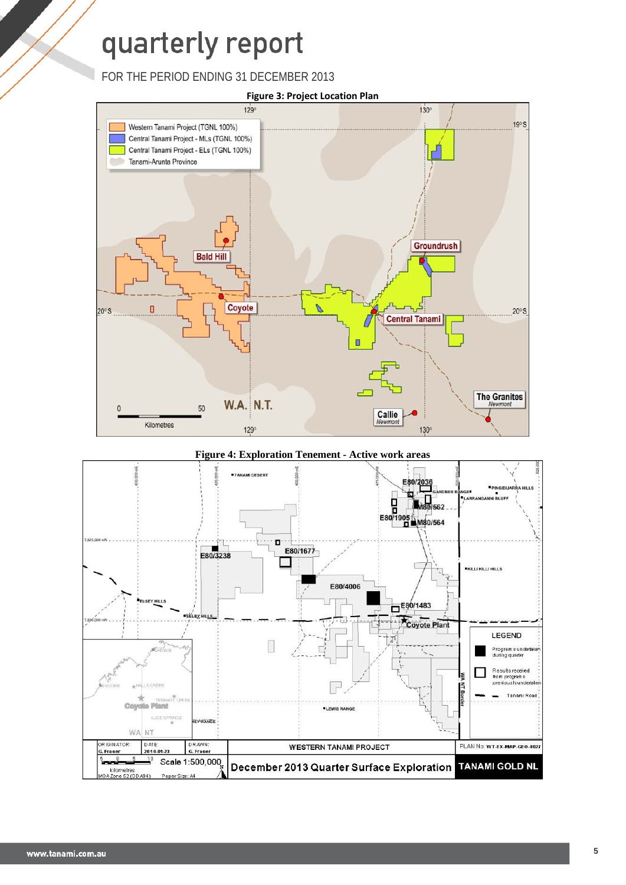Figure 3: Project Location Plan

Figure 4: Exploration Tenement - Active work areas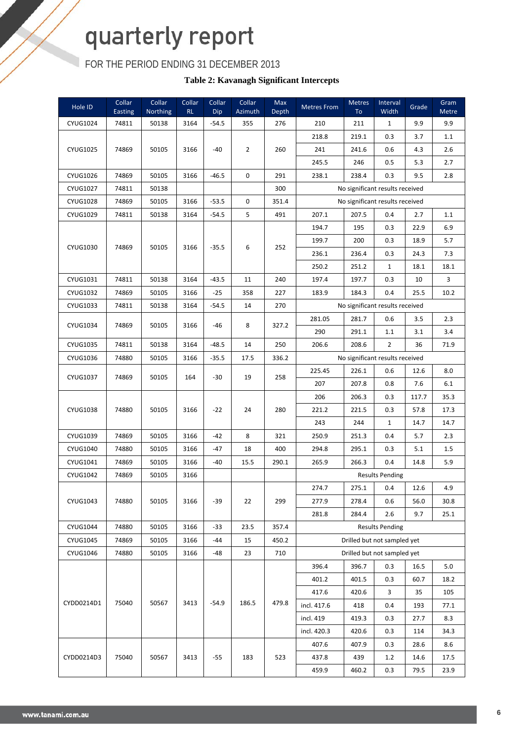# quarterly report

FOR THE PERIOD ENDING 31 DECEMBER 2013

**Table 2: Kavanagh Significant Intercepts**

| Hole ID | Collar Easting | Collar Northing | Collar RL | Collar Dip | Collar Azimuth | Max Depth | Metres From | Metres To | Interval Width | Grade | Gram Metre |
|---|---|---|---|---|---|---|---|---|---|---|---|
| CYUG1024 | 74811 | 50138 | 3164 | -54.5 | 355 | 276 | 210 | 211 | 1 | 9.9 | 9.9 |
| CYUG1025 | 74869 | 50105 | 3166 | -40 | 2 | 260 | 218.8 | 219.1 | 0.3 | 3.7 | 1.1 |
| | | | | | | | 241 | 241.6 | 0.6 | 4.3 | 2.6 |
| | | | | | | | 245.5 | 246 | 0.5 | 5.3 | 2.7 |
| CYUG1026 | 74869 | 50105 | 3166 | -46.5 | 0 | 291 | 238.1 | 238.4 | 0.3 | 9.5 | 2.8 |
| CYUG1027 | 74811 | 50138 | | | | 300 | No significant results received | | | | |
| CYUG1028 | 74869 | 50105 | 3166 | -53.5 | 0 | 351.4 | No significant results received | | | | |
| CYUG1029 | 74811 | 50138 | 3164 | -54.5 | 5 | 491 | 207.1 | 207.5 | 0.4 | 2.7 | 1.1 |
| CYUG1030 | 74869 | 50105 | 3166 | -35.5 | 6 | 252 | 194.7 | 195 | 0.3 | 22.9 | 6.9 |
| | | | | | | | 199.7 | 200 | 0.3 | 18.9 | 5.7 |
| | | | | | | | 236.1 | 236.4 | 0.3 | 24.3 | 7.3 |
| | | | | | | | 250.2 | 251.2 | 1 | 18.1 | 18.1 |
| CYUG1031 | 74811 | 50138 | 3164 | -43.5 | 11 | 240 | 197.4 | 197.7 | 0.3 | 10 | 3 |
| CYUG1032 | 74869 | 50105 | 3166 | -25 | 358 | 227 | 183.9 | 184.3 | 0.4 | 25.5 | 10.2 |
| CYUG1033 | 74811 | 50138 | 3164 | -54.5 | 14 | 270 | No significant results received | | | | |
| CYUG1034 | 74869 | 50105 | 3166 | -46 | 8 | 327.2 | 281.05 | 281.7 | 0.6 | 3.5 | 2.3 |
| | | | | | | | 290 | 291.1 | 1.1 | 3.1 | 3.4 |
| CYUG1035 | 74811 | 50138 | 3164 | -48.5 | 14 | 250 | 206.6 | 208.6 | 2 | 36 | 71.9 |
| CYUG1036 | 74880 | 50105 | 3166 | -35.5 | 17.5 | 336.2 | No significant results received | | | | |
| CYUG1037 | 74869 | 50105 | 164 | -30 | 19 | 258 | 225.45 | 226.1 | 0.6 | 12.6 | 8.0 |
| | | | | | | | 207 | 207.8 | 0.8 | 7.6 | 6.1 |
| CYUG1038 | 74880 | 50105 | 3166 | -22 | 24 | 280 | 206 | 206.3 | 0.3 | 117.7 | 35.3 |
| | | | | | | | 221.2 | 221.5 | 0.3 | 57.8 | 17.3 |
| | | | | | | | 243 | 244 | 1 | 14.7 | 14.7 |
| CYUG1039 | 74869 | 50105 | 3166 | -42 | 8 | 321 | 250.9 | 251.3 | 0.4 | 5.7 | 2.3 |
| CYUG1040 | 74880 | 50105 | 3166 | -47 | 18 | 400 | 294.8 | 295.1 | 0.3 | 5.1 | 1.5 |
| CYUG1041 | 74869 | 50105 | 3166 | -40 | 15.5 | 290.1 | 265.9 | 266.3 | 0.4 | 14.8 | 5.9 |
| CYUG1042 | 74869 | 50105 | 3166 | | | | Results Pending | | | | |
| CYUG1043 | 74880 | 50105 | 3166 | -39 | 22 | 299 | 274.7 | 275.1 | 0.4 | 12.6 | 4.9 |
| | | | | | | | 277.9 | 278.4 | 0.6 | 56.0 | 30.8 |
| | | | | | | | 281.8 | 284.4 | 2.6 | 9.7 | 25.1 |
| CYUG1044 | 74880 | 50105 | 3166 | -33 | 23.5 | 357.4 | Results Pending | | | | |
| CYUG1045 | 74869 | 50105 | 3166 | -44 | 15 | 450.2 | Drilled but not sampled yet | | | | |
| CYUG1046 | 74880 | 50105 | 3166 | -48 | 23 | 710 | Drilled but not sampled yet | | | | |
| CYDD0214D1 | 75040 | 50567 | 3413 | -54.9 | 186.5 | 479.8 | 396.4 | 396.7 | 0.3 | 16.5 | 5.0 |
| | | | | | | | 401.2 | 401.5 | 0.3 | 60.7 | 18.2 |
| | | | | | | | 417.6 | 420.6 | 3 | 35 | 105 |
| | | | | | | | incl. 417.6 | 418 | 0.4 | 193 | 77.1 |
| | | | | | | | incl. 419 | 419.3 | 0.3 | 27.7 | 8.3 |
| | | | | | | | incl. 420.3 | 420.6 | 0.3 | 114 | 34.3 |
| CYDD0214D3 | 75040 | 50567 | 3413 | -55 | 183 | 523 | 407.6 | 407.9 | 0.3 | 28.6 | 8.6 |
| | | | | | | | 437.8 | 439 | 1.2 | 14.6 | 17.5 |
| | | | | | | | 459.9 | 460.2 | 0.3 | 79.5 | 23.9 |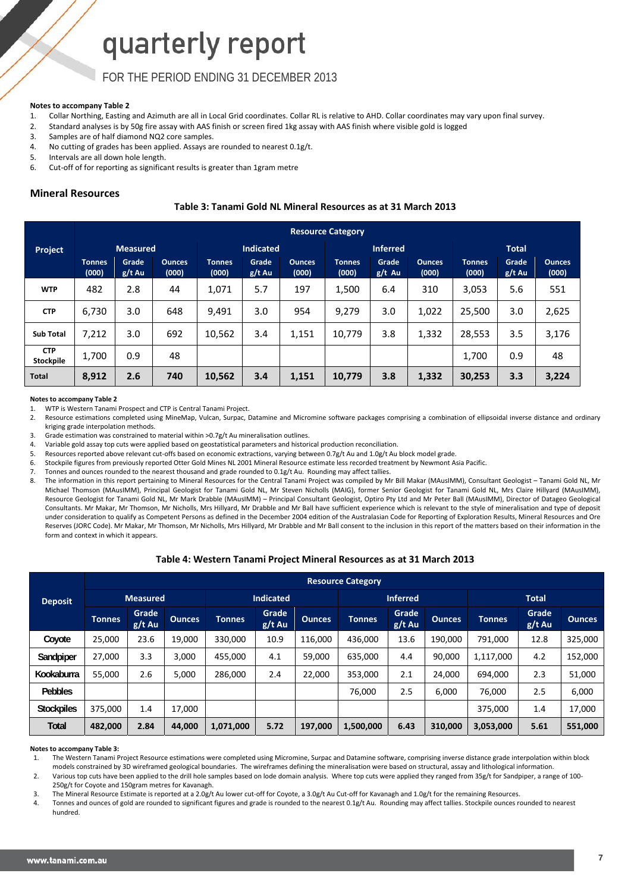# quarterly report

FOR THE PERIOD ENDING 31 DECEMBER 2013

**Notes to accompany Table 2**

1. Collar Northing, Easting and Azimuth are all in Local Grid coordinates. Collar RL is relative to AHD. Collar coordinates may vary upon final survey.
2. Standard analyses is by 50g fire assay with AAS finish or screen fired 1kg assay with AAS finish where visible gold is logged
3. Samples are of half diamond NQ2 core samples.
4. No cutting of grades has been applied. Assays are rounded to nearest 0.1g/t.
5. Intervals are all down hole length.
6. Cut-off of for reporting as significant results is greater than 1gram metre

## Mineral Resources

**Table 3: Tanami Gold NL Mineral Resources as at 31 March 2013**

| Project | Resource Category | | | | | | | | | | | |
|---|---|---|---|---|---|---|---|---|---|---|---|---|
| | Measured | | | Indicated | | | Inferred | | | Total | | |
| | Tonnes (000) | Grade g/t Au | Ounces (000) | Tonnes (000) | Grade g/t Au | Ounces (000) | Tonnes (000) | Grade g/t Au | Ounces (000) | Tonnes (000) | Grade g/t Au | Ounces (000) |
| **WTP** | 482 | 2.8 | 44 | 1,071 | 5.7 | 197 | 1,500 | 6.4 | 310 | 3,053 | 5.6 | 551 |
| **CTP** | 6,730 | 3.0 | 648 | 9,491 | 3.0 | 954 | 9,279 | 3.0 | 1,022 | 25,500 | 3.0 | 2,625 |
| **Sub Total** | 7,212 | 3.0 | 692 | 10,562 | 3.4 | 1,151 | 10,779 | 3.8 | 1,332 | 28,553 | 3.5 | 3,176 |
| **CTP Stockpile** | 1,700 | 0.9 | 48 | | | | | | | 1,700 | 0.9 | 48 |
| **Total** | **8,912** | **2.6** | **740** | **10,562** | **3.4** | **1,151** | **10,779** | **3.8** | **1,332** | **30,253** | **3.3** | **3,224** |

**Notes to accompany Table 2**

1. WTP is Western Tanami Prospect and CTP is Central Tanami Project.
2. Resource estimations completed using MineMap, Vulcan, Surpac, Datamine and Micromine software packages comprising a combination of ellipsoidal inverse distance and ordinary kriging grade interpolation methods.
3. Grade estimation was constrained to material within >0.7g/t Au mineralisation outlines.
4. Variable gold assay top cuts were applied based on geostatistical parameters and historical production reconciliation.
5. Resources reported above relevant cut-offs based on economic extractions, varying between 0.7g/t Au and 1.0g/t Au block model grade.
6. Stockpile figures from previously reported Otter Gold Mines NL 2001 Mineral Resource estimate less recorded treatment by Newmont Asia Pacific.
7. Tonnes and ounces rounded to the nearest thousand and grade rounded to 0.1g/t Au. Rounding may affect tallies.
8. The information in this report pertaining to Mineral Resources for the Central Tanami Project was compiled by Mr Bill Makar (MAusIMM), Consultant Geologist – Tanami Gold NL, Mr Michael Thomson (MAusIMM), Principal Geologist for Tanami Gold NL, Mr Steven Nicholls (MAIG), former Senior Geologist for Tanami Gold NL, Mrs Claire Hillyard (MAusIMM), Resource Geologist for Tanami Gold NL, Mr Mark Drabble (MAusIMM) – Principal Consultant Geologist, Optiro Pty Ltd and Mr Peter Ball (MAusIMM), Director of Datageo Geological Consultants. Mr Makar, Mr Thomson, Mr Nicholls, Mrs Hillyard, Mr Drabble and Mr Ball have sufficient experience which is relevant to the style of mineralisation and type of deposit under consideration to qualify as Competent Persons as defined in the December 2004 edition of the Australasian Code for Reporting of Exploration Results, Mineral Resources and Ore Reserves (JORC Code). Mr Makar, Mr Thomson, Mr Nicholls, Mrs Hillyard, Mr Drabble and Mr Ball consent to the inclusion in this report of the matters based on their information in the form and context in which it appears.

**Table 4: Western Tanami Project Mineral Resources as at 31 March 2013**

| Deposit | Resource Category | | | | | | | | | | | |
|---|---|---|---|---|---|---|---|---|---|---|---|---|
| | Measured | | | Indicated | | | Inferred | | | Total | | |
| | Tonnes | Grade g/t Au | Ounces | Tonnes | Grade g/t Au | Ounces | Tonnes | Grade g/t Au | Ounces | Tonnes | Grade g/t Au | Ounces |
| **Coyote** | 25,000 | 23.6 | 19,000 | 330,000 | 10.9 | 116,000 | 436,000 | 13.6 | 190,000 | 791,000 | 12.8 | 325,000 |
| **Sandpiper** | 27,000 | 3.3 | 3,000 | 455,000 | 4.1 | 59,000 | 635,000 | 4.4 | 90,000 | 1,117,000 | 4.2 | 152,000 |
| **Kookaburra** | 55,000 | 2.6 | 5,000 | 286,000 | 2.4 | 22,000 | 353,000 | 2.1 | 24,000 | 694,000 | 2.3 | 51,000 |
| **Pebbles** | | | | | | | 76,000 | 2.5 | 6,000 | 76,000 | 2.5 | 6,000 |
| **Stockpiles** | 375,000 | 1.4 | 17,000 | | | | | | | 375,000 | 1.4 | 17,000 |
| **Total** | **482,000** | **2.84** | **44,000** | **1,071,000** | **5.72** | **197,000** | **1,500,000** | **6.43** | **310,000** | **3,053,000** | **5.61** | **551,000** |

**Notes to accompany Table 3:**

1. The Western Tanami Project Resource estimations were completed using Micromine, Surpac and Datamine software, comprising inverse distance grade interpolation within block models constrained by 3D wireframed geological boundaries. The wireframes defining the mineralisation were based on structural, assay and lithological information.
2. Various top cuts have been applied to the drill hole samples based on lode domain analysis. Where top cuts were applied they ranged from 35g/t for Sandpiper, a range of 100-250g/t for Coyote and 150gram metres for Kavanagh.
3. The Mineral Resource Estimate is reported at a 2.0g/t Au lower cut-off for Coyote, a 3.0g/t Au Cut-off for Kavanagh and 1.0g/t for the remaining Resources.
4. Tonnes and ounces of gold are rounded to significant figures and grade is rounded to the nearest 0.1g/t Au. Rounding may affect tallies. Stockpile ounces rounded to nearest hundred.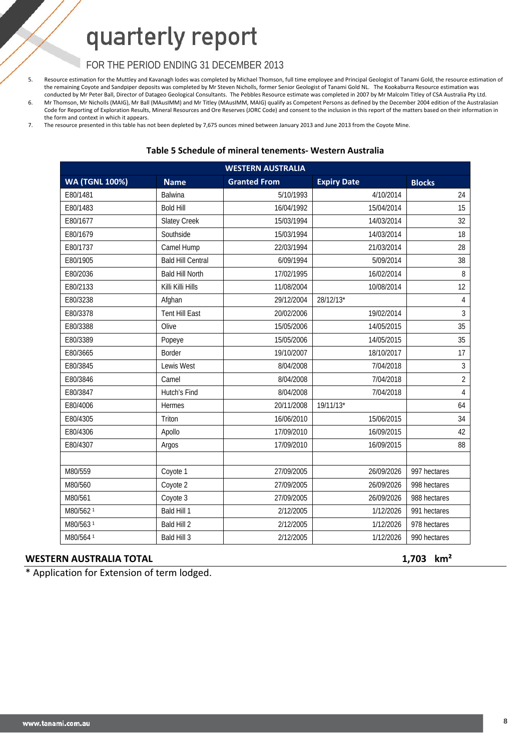5. Resource estimation for the Muttley and Kavanagh lodes was completed by Michael Thomson, full time employee and Principal Geologist of Tanami Gold, the resource estimation of the remaining Coyote and Sandpiper deposits was completed by Mr Steven Nicholls, former Senior Geologist of Tanami Gold NL. The Kookaburra Resource estimation was conducted by Mr Peter Ball, Director of Datageo Geological Consultants. The Pebbles Resource estimate was completed in 2007 by Mr Malcolm Titley of CSA Australia Pty Ltd.
6. Mr Thomson, Mr Nicholls (MAIG), Mr Ball (MAusIMM) and Mr Titley (MAusIMM, MAIG) qualify as Competent Persons as defined by the December 2004 edition of the Australasian Code for Reporting of Exploration Results, Mineral Resources and Ore Reserves (JORC Code) and consent to the inclusion in this report of the matters based on their information in the form and context in which it appears.
7. The resource presented in this table has not been depleted by 7,675 ounces mined between January 2013 and June 2013 from the Coyote Mine.

**Table 5 Schedule of mineral tenements- Western Australia**

| WESTERN AUSTRALIA | | | | |
|---|---|---|---|---|
| **WA (TGNL 100%)** | **Name** | **Granted From** | **Expiry Date** | **Blocks** |
| E80/1481 | Balwina | 5/10/1993 | 4/10/2014 | 24 |
| E80/1483 | Bold Hill | 16/04/1992 | 15/04/2014 | 15 |
| E80/1677 | Slatey Creek | 15/03/1994 | 14/03/2014 | 32 |
| E80/1679 | Southside | 15/03/1994 | 14/03/2014 | 18 |
| E80/1737 | Camel Hump | 22/03/1994 | 21/03/2014 | 28 |
| E80/1905 | Bald Hill Central | 6/09/1994 | 5/09/2014 | 38 |
| E80/2036 | Bald Hill North | 17/02/1995 | 16/02/2014 | 8 |
| E80/2133 | Killi Killi Hills | 11/08/2004 | 10/08/2014 | 12 |
| E80/3238 | Afghan | 29/12/2004 | 28/12/13* | 4 |
| E80/3378 | Tent Hill East | 20/02/2006 | 19/02/2014 | 3 |
| E80/3388 | Olive | 15/05/2006 | 14/05/2015 | 35 |
| E80/3389 | Popeye | 15/05/2006 | 14/05/2015 | 35 |
| E80/3665 | Border | 19/10/2007 | 18/10/2017 | 17 |
| E80/3845 | Lewis West | 8/04/2008 | 7/04/2018 | 3 |
| E80/3846 | Camel | 8/04/2008 | 7/04/2018 | 2 |
| E80/3847 | Hutch's Find | 8/04/2008 | 7/04/2018 | 4 |
| E80/4006 | Hermes | 20/11/2008 | 19/11/13* | 64 |
| E80/4305 | Triton | 16/06/2010 | 15/06/2015 | 34 |
| E80/4306 | Apollo | 17/09/2010 | 16/09/2015 | 42 |
| E80/4307 | Argos | 17/09/2010 | 16/09/2015 | 88 |
| | | | | |
| M80/559 | Coyote 1 | 27/09/2005 | 26/09/2026 | 997 hectares |
| M80/560 | Coyote 2 | 27/09/2005 | 26/09/2026 | 998 hectares |
| M80/561 | Coyote 3 | 27/09/2005 | 26/09/2026 | 988 hectares |
| M80/562 [1] | Bald Hill 1 | 2/12/2005 | 1/12/2026 | 991 hectares |
| M80/563 [1] | Bald Hill 2 | 2/12/2005 | 1/12/2026 | 978 hectares |
| M80/564 [1] | Bald Hill 3 | 2/12/2005 | 1/12/2026 | 990 hectares |

**WESTERN AUSTRALIA TOTAL** **1,703 km²**

* Application for Extension of term lodged.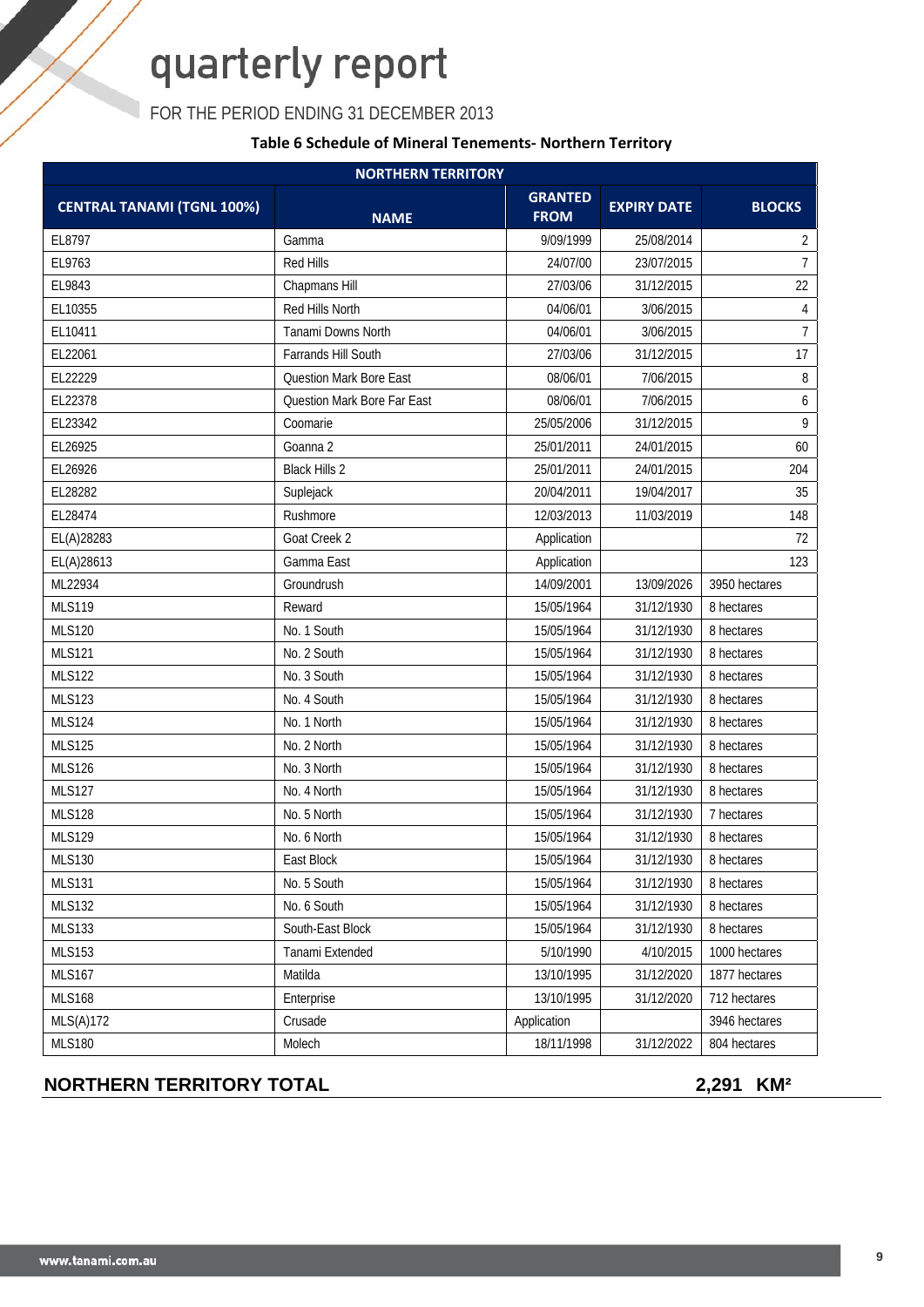# quarterly report

FOR THE PERIOD ENDING 31 DECEMBER 2013

**Table 6 Schedule of Mineral Tenements- Northern Territory**

| NORTHERN TERRITORY | | | | |
|---|---|---|---|---|
| CENTRAL TANAMI (TGNL 100%) | NAME | GRANTED FROM | EXPIRY DATE | BLOCKS |
| EL8797 | Gamma | 9/09/1999 | 25/08/2014 | 2 |
| EL9763 | Red Hills | 24/07/00 | 23/07/2015 | 7 |
| EL9843 | Chapmans Hill | 27/03/06 | 31/12/2015 | 22 |
| EL10355 | Red Hills North | 04/06/01 | 3/06/2015 | 4 |
| EL10411 | Tanami Downs North | 04/06/01 | 3/06/2015 | 7 |
| EL22061 | Farrands Hill South | 27/03/06 | 31/12/2015 | 17 |
| EL22229 | Question Mark Bore East | 08/06/01 | 7/06/2015 | 8 |
| EL22378 | Question Mark Bore Far East | 08/06/01 | 7/06/2015 | 6 |
| EL23342 | Coomarie | 25/05/2006 | 31/12/2015 | 9 |
| EL26925 | Goanna 2 | 25/01/2011 | 24/01/2015 | 60 |
| EL26926 | Black Hills 2 | 25/01/2011 | 24/01/2015 | 204 |
| EL28282 | Suplejack | 20/04/2011 | 19/04/2017 | 35 |
| EL28474 | Rushmore | 12/03/2013 | 11/03/2019 | 148 |
| EL(A)28283 | Goat Creek 2 | Application | | 72 |
| EL(A)28613 | Gamma East | Application | | 123 |
| ML22934 | Groundrush | 14/09/2001 | 13/09/2026 | 3950 hectares |
| MLS119 | Reward | 15/05/1964 | 31/12/1930 | 8 hectares |
| MLS120 | No. 1 South | 15/05/1964 | 31/12/1930 | 8 hectares |
| MLS121 | No. 2 South | 15/05/1964 | 31/12/1930 | 8 hectares |
| MLS122 | No. 3 South | 15/05/1964 | 31/12/1930 | 8 hectares |
| MLS123 | No. 4 South | 15/05/1964 | 31/12/1930 | 8 hectares |
| MLS124 | No. 1 North | 15/05/1964 | 31/12/1930 | 8 hectares |
| MLS125 | No. 2 North | 15/05/1964 | 31/12/1930 | 8 hectares |
| MLS126 | No. 3 North | 15/05/1964 | 31/12/1930 | 8 hectares |
| MLS127 | No. 4 North | 15/05/1964 | 31/12/1930 | 8 hectares |
| MLS128 | No. 5 North | 15/05/1964 | 31/12/1930 | 7 hectares |
| MLS129 | No. 6 North | 15/05/1964 | 31/12/1930 | 8 hectares |
| MLS130 | East Block | 15/05/1964 | 31/12/1930 | 8 hectares |
| MLS131 | No. 5 South | 15/05/1964 | 31/12/1930 | 8 hectares |
| MLS132 | No. 6 South | 15/05/1964 | 31/12/1930 | 8 hectares |
| MLS133 | South-East Block | 15/05/1964 | 31/12/1930 | 8 hectares |
| MLS153 | Tanami Extended | 5/10/1990 | 4/10/2015 | 1000 hectares |
| MLS167 | Matilda | 13/10/1995 | 31/12/2020 | 1877 hectares |
| MLS168 | Enterprise | 13/10/1995 | 31/12/2020 | 712 hectares |
| MLS(A)172 | Crusade | Application | | 3946 hectares |
| MLS180 | Molech | 18/11/1998 | 31/12/2022 | 804 hectares |

**NORTHERN TERRITORY TOTAL** **2,291 KM²**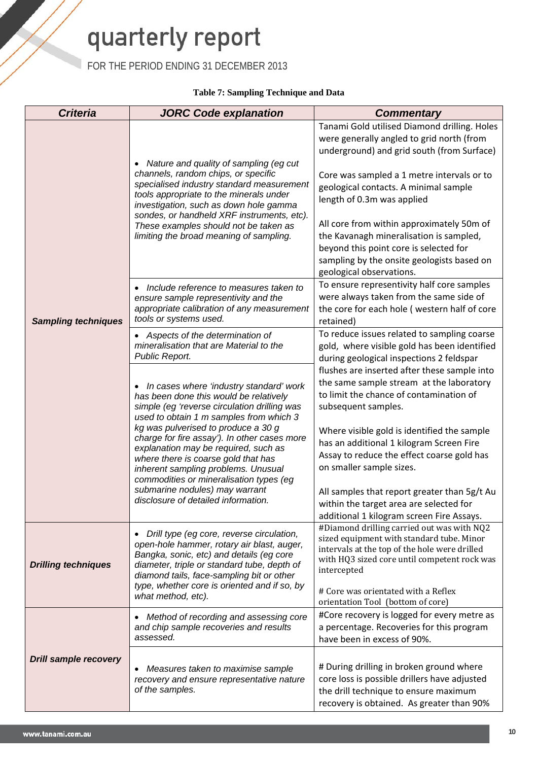**Table 7: Sampling Technique and Data**

| Criteria | JORC Code explanation | Commentary |
|---|---|---|
| **Sampling techniques** | • *Nature and quality of sampling (eg cut channels, random chips, or specific specialised industry standard measurement tools appropriate to the minerals under investigation, such as down hole gamma sondes, or handheld XRF instruments, etc). These examples should not be taken as limiting the broad meaning of sampling.* | Tanami Gold utilised Diamond drilling. Holes were generally angled to grid north (from underground) and grid south (from Surface)<br><br>Core was sampled a 1 metre intervals or to geological contacts. A minimal sample length of 0.3m was applied<br><br>All core from within approximately 50m of the Kavanagh mineralisation is sampled, beyond this point core is selected for sampling by the onsite geologists based on geological observations. |
| | • *Include reference to measures taken to ensure sample representivity and the appropriate calibration of any measurement tools or systems used.* | To ensure representivity half core samples were always taken from the same side of the core for each hole ( western half of core retained) |
| | • *Aspects of the determination of mineralisation that are Material to the Public Report.*<br><br>• *In cases where 'industry standard' work has been done this would be relatively simple (eg 'reverse circulation drilling was used to obtain 1 m samples from which 3 kg was pulverised to produce a 30 g charge for fire assay'). In other cases more explanation may be required, such as where there is coarse gold that has inherent sampling problems. Unusual commodities or mineralisation types (eg submarine nodules) may warrant disclosure of detailed information.* | To reduce issues related to sampling coarse gold, where visible gold has been identified during geological inspections 2 feldspar flushes are inserted after these sample into the same sample stream at the laboratory to limit the chance of contamination of subsequent samples.<br><br>Where visible gold is identified the sample has an additional 1 kilogram Screen Fire Assay to reduce the effect coarse gold has on smaller sample sizes.<br><br>All samples that report greater than 5g/t Au within the target area are selected for additional 1 kilogram screen Fire Assays. |
| **Drilling techniques** | • *Drill type (eg core, reverse circulation, open-hole hammer, rotary air blast, auger, Bangka, sonic, etc) and details (eg core diameter, triple or standard tube, depth of diamond tails, face-sampling bit or other type, whether core is oriented and if so, by what method, etc).* | #Diamond drilling carried out was with NQ2 sized equipment with standard tube. Minor intervals at the top of the hole were drilled with HQ3 sized core until competent rock was intercepted<br><br># Core was orientated with a Reflex orientation Tool (bottom of core) |
| **Drill sample recovery** | • *Method of recording and assessing core and chip sample recoveries and results assessed.* | #Core recovery is logged for every metre as a percentage. Recoveries for this program have been in excess of 90%. |
| | • *Measures taken to maximise sample recovery and ensure representative nature of the samples.* | # During drilling in broken ground where core loss is possible drillers have adjusted the drill technique to ensure maximum recovery is obtained. As greater than 90% |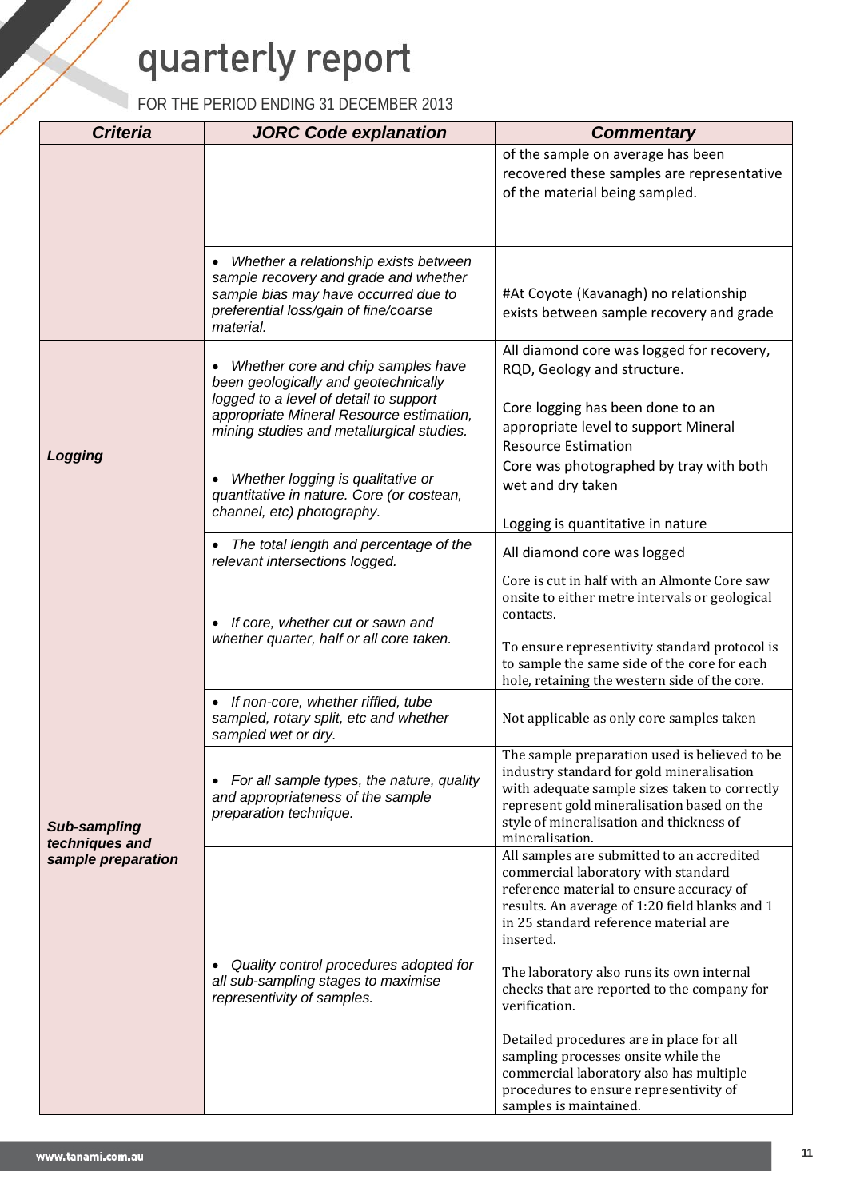| Criteria | JORC Code explanation | Commentary |
|---|---|---|
| | | of the sample on average has been recovered these samples are representative of the material being sampled. |
| | • *Whether a relationship exists between sample recovery and grade and whether sample bias may have occurred due to preferential loss/gain of fine/coarse material.* | #At Coyote (Kavanagh) no relationship exists between sample recovery and grade |
| ***Logging*** | • *Whether core and chip samples have been geologically and geotechnically logged to a level of detail to support appropriate Mineral Resource estimation, mining studies and metallurgical studies.* | All diamond core was logged for recovery, RQD, Geology and structure.<br><br>Core logging has been done to an appropriate level to support Mineral Resource Estimation |
| | • *Whether logging is qualitative or quantitative in nature. Core (or costean, channel, etc) photography.* | Core was photographed by tray with both wet and dry taken<br><br>Logging is quantitative in nature |
| | • *The total length and percentage of the relevant intersections logged.* | All diamond core was logged |
| ***Sub-sampling techniques and sample preparation*** | • *If core, whether cut or sawn and whether quarter, half or all core taken.* | Core is cut in half with an Almonte Core saw onsite to either metre intervals or geological contacts.<br><br>To ensure representivity standard protocol is to sample the same side of the core for each hole, retaining the western side of the core. |
| | • *If non-core, whether riffled, tube sampled, rotary split, etc and whether sampled wet or dry.* | Not applicable as only core samples taken |
| | • *For all sample types, the nature, quality and appropriateness of the sample preparation technique.* | The sample preparation used is believed to be industry standard for gold mineralisation with adequate sample sizes taken to correctly represent gold mineralisation based on the style of mineralisation and thickness of mineralisation. |
| | • *Quality control procedures adopted for all sub-sampling stages to maximise representivity of samples.* | All samples are submitted to an accredited commercial laboratory with standard reference material to ensure accuracy of results. An average of 1:20 field blanks and 1 in 25 standard reference material are inserted.<br><br>The laboratory also runs its own internal checks that are reported to the company for verification.<br><br>Detailed procedures are in place for all sampling processes onsite while the commercial laboratory also has multiple procedures to ensure representivity of samples is maintained. |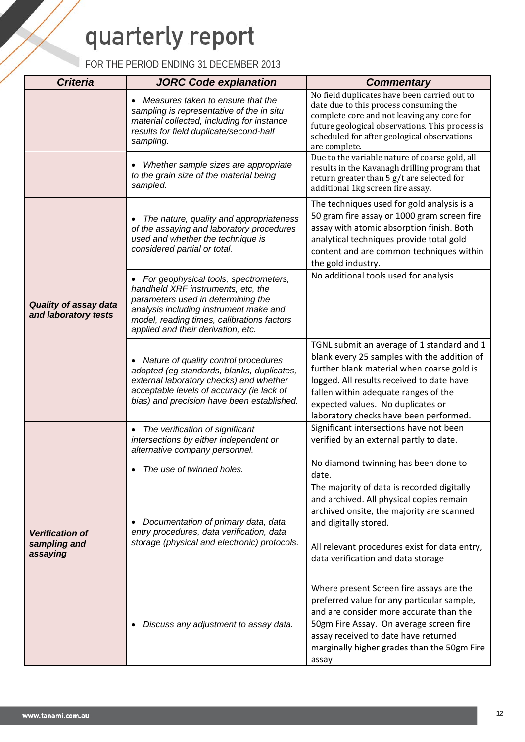| Criteria | JORC Code explanation | Commentary |
| --- | --- | --- |
| | • *Measures taken to ensure that the sampling is representative of the in situ material collected, including for instance results for field duplicate/second-half sampling.* | No field duplicates have been carried out to date due to this process consuming the complete core and not leaving any core for future geological observations. This process is scheduled for after geological observations are complete. |
| | • *Whether sample sizes are appropriate to the grain size of the material being sampled.* | Due to the variable nature of coarse gold, all results in the Kavanagh drilling program that return greater than 5 g/t are selected for additional 1kg screen fire assay. |
| ***Quality of assay data and laboratory tests*** | • *The nature, quality and appropriateness of the assaying and laboratory procedures used and whether the technique is considered partial or total.* | The techniques used for gold analysis is a 50 gram fire assay or 1000 gram screen fire assay with atomic absorption finish. Both analytical techniques provide total gold content and are common techniques within the gold industry. |
| | • *For geophysical tools, spectrometers, handheld XRF instruments, etc, the parameters used in determining the analysis including instrument make and model, reading times, calibrations factors applied and their derivation, etc.* | No additional tools used for analysis |
| | • *Nature of quality control procedures adopted (eg standards, blanks, duplicates, external laboratory checks) and whether acceptable levels of accuracy (ie lack of bias) and precision have been established.* | TGNL submit an average of 1 standard and 1 blank every 25 samples with the addition of further blank material when coarse gold is logged. All results received to date have fallen within adequate ranges of the expected values. No duplicates or laboratory checks have been performed. |
| ***Verification of sampling and assaying*** | • *The verification of significant intersections by either independent or alternative company personnel.* | Significant intersections have not been verified by an external partly to date. |
| | • *The use of twinned holes.* | No diamond twinning has been done to date. |
| | • *Documentation of primary data, data entry procedures, data verification, data storage (physical and electronic) protocols.* | The majority of data is recorded digitally and archived. All physical copies remain archived onsite, the majority are scanned and digitally stored.<br><br>All relevant procedures exist for data entry, data verification and data storage |
| | • *Discuss any adjustment to assay data.* | Where present Screen fire assays are the preferred value for any particular sample, and are consider more accurate than the 50gm Fire Assay. On average screen fire assay received to date have returned marginally higher grades than the 50gm Fire assay |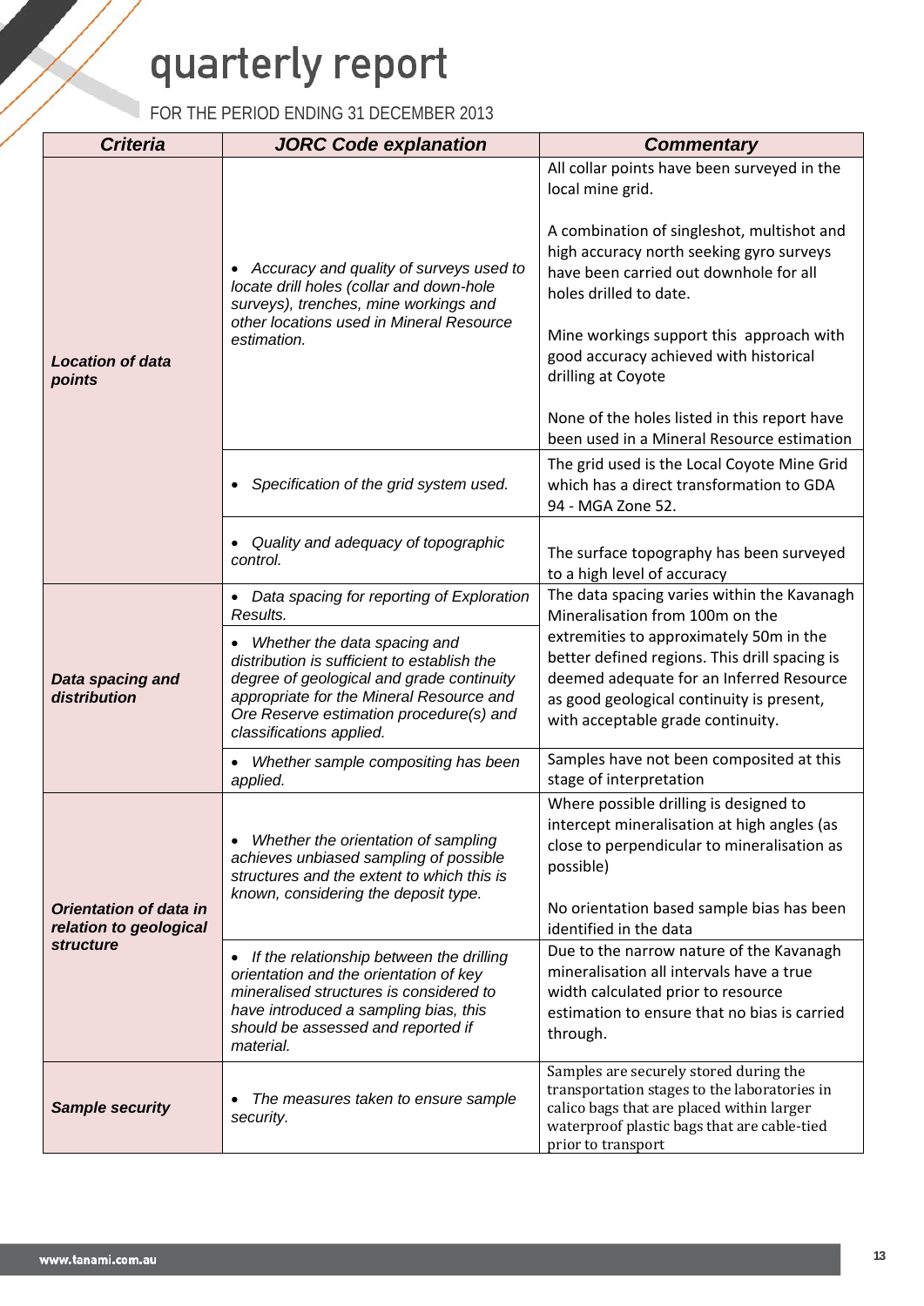| Criteria | JORC Code explanation | Commentary |
|---|---|---|
| ***Location of data points*** | • *Accuracy and quality of surveys used to locate drill holes (collar and down-hole surveys), trenches, mine workings and other locations used in Mineral Resource estimation.* | All collar points have been surveyed in the local mine grid.<br><br>A combination of singleshot, multishot and high accuracy north seeking gyro surveys have been carried out downhole for all holes drilled to date.<br><br>Mine workings support this approach with good accuracy achieved with historical drilling at Coyote<br><br>None of the holes listed in this report have been used in a Mineral Resource estimation |
| | • *Specification of the grid system used.* | The grid used is the Local Coyote Mine Grid which has a direct transformation to GDA 94 - MGA Zone 52. |
| | • *Quality and adequacy of topographic control.* | The surface topography has been surveyed to a high level of accuracy |
| ***Data spacing and distribution*** | • *Data spacing for reporting of Exploration Results.*<br><br>• *Whether the data spacing and distribution is sufficient to establish the degree of geological and grade continuity appropriate for the Mineral Resource and Ore Reserve estimation procedure(s) and classifications applied.* | The data spacing varies within the Kavanagh Mineralisation from 100m on the extremities to approximately 50m in the better defined regions. This drill spacing is deemed adequate for an Inferred Resource as good geological continuity is present, with acceptable grade continuity. |
| | • *Whether sample compositing has been applied.* | Samples have not been composited at this stage of interpretation |
| ***Orientation of data in relation to geological structure*** | • *Whether the orientation of sampling achieves unbiased sampling of possible structures and the extent to which this is known, considering the deposit type.* | Where possible drilling is designed to intercept mineralisation at high angles (as close to perpendicular to mineralisation as possible)<br><br>No orientation based sample bias has been identified in the data |
| | • *If the relationship between the drilling orientation and the orientation of key mineralised structures is considered to have introduced a sampling bias, this should be assessed and reported if material.* | Due to the narrow nature of the Kavanagh mineralisation all intervals have a true width calculated prior to resource estimation to ensure that no bias is carried through. |
| ***Sample security*** | • *The measures taken to ensure sample security.* | Samples are securely stored during the transportation stages to the laboratories in calico bags that are placed within larger waterproof plastic bags that are cable-tied prior to transport |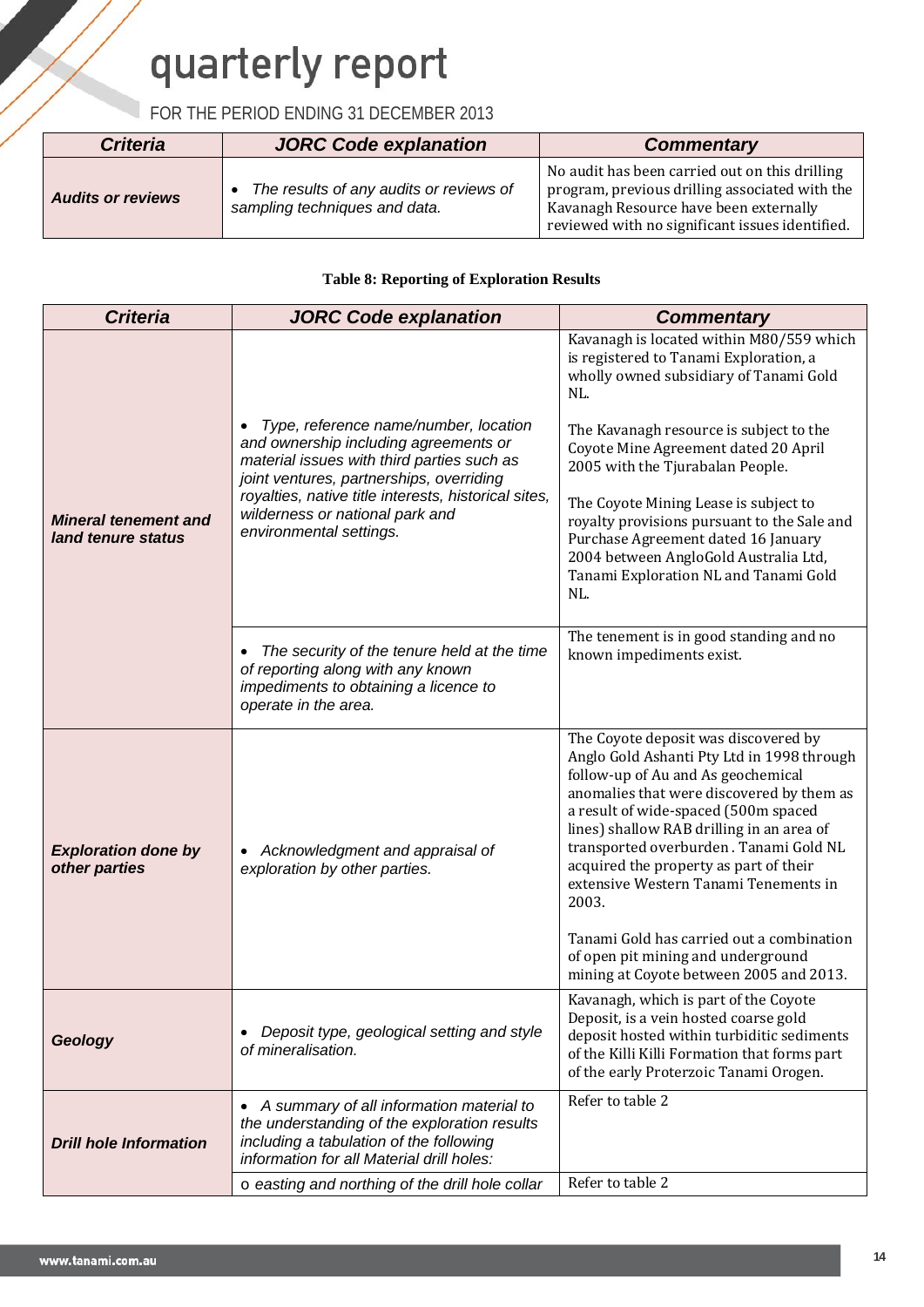| Criteria | JORC Code explanation | Commentary |
|---|---|---|
| ***Audits or reviews*** | • *The results of any audits or reviews of sampling techniques and data.* | No audit has been carried out on this drilling program, previous drilling associated with the Kavanagh Resource have been externally reviewed with no significant issues identified. |

**Table 8: Reporting of Exploration Results**

| Criteria | JORC Code explanation | Commentary |
|---|---|---|
| ***Mineral tenement and land tenure status*** | • *Type, reference name/number, location and ownership including agreements or material issues with third parties such as joint ventures, partnerships, overriding royalties, native title interests, historical sites, wilderness or national park and environmental settings.* | Kavanagh is located within M80/559 which is registered to Tanami Exploration, a wholly owned subsidiary of Tanami Gold NL.<br><br>The Kavanagh resource is subject to the Coyote Mine Agreement dated 20 April 2005 with the Tjurabalan People.<br><br>The Coyote Mining Lease is subject to royalty provisions pursuant to the Sale and Purchase Agreement dated 16 January 2004 between AngloGold Australia Ltd, Tanami Exploration NL and Tanami Gold NL. |
| | • *The security of the tenure held at the time of reporting along with any known impediments to obtaining a licence to operate in the area.* | The tenement is in good standing and no known impediments exist. |
| ***Exploration done by other parties*** | • *Acknowledgment and appraisal of exploration by other parties.* | The Coyote deposit was discovered by Anglo Gold Ashanti Pty Ltd in 1998 through follow-up of Au and As geochemical anomalies that were discovered by them as a result of wide-spaced (500m spaced lines) shallow RAB drilling in an area of transported overburden . Tanami Gold NL acquired the property as part of their extensive Western Tanami Tenements in 2003.<br><br>Tanami Gold has carried out a combination of open pit mining and underground mining at Coyote between 2005 and 2013. |
| ***Geology*** | • *Deposit type, geological setting and style of mineralisation.* | Kavanagh, which is part of the Coyote Deposit, is a vein hosted coarse gold deposit hosted within turbiditic sediments of the Killi Killi Formation that forms part of the early Proterzoic Tanami Orogen. |
| ***Drill hole Information*** | • *A summary of all information material to the understanding of the exploration results including a tabulation of the following information for all Material drill holes:* | Refer to table 2 |
| | o *easting and northing of the drill hole collar* | Refer to table 2 |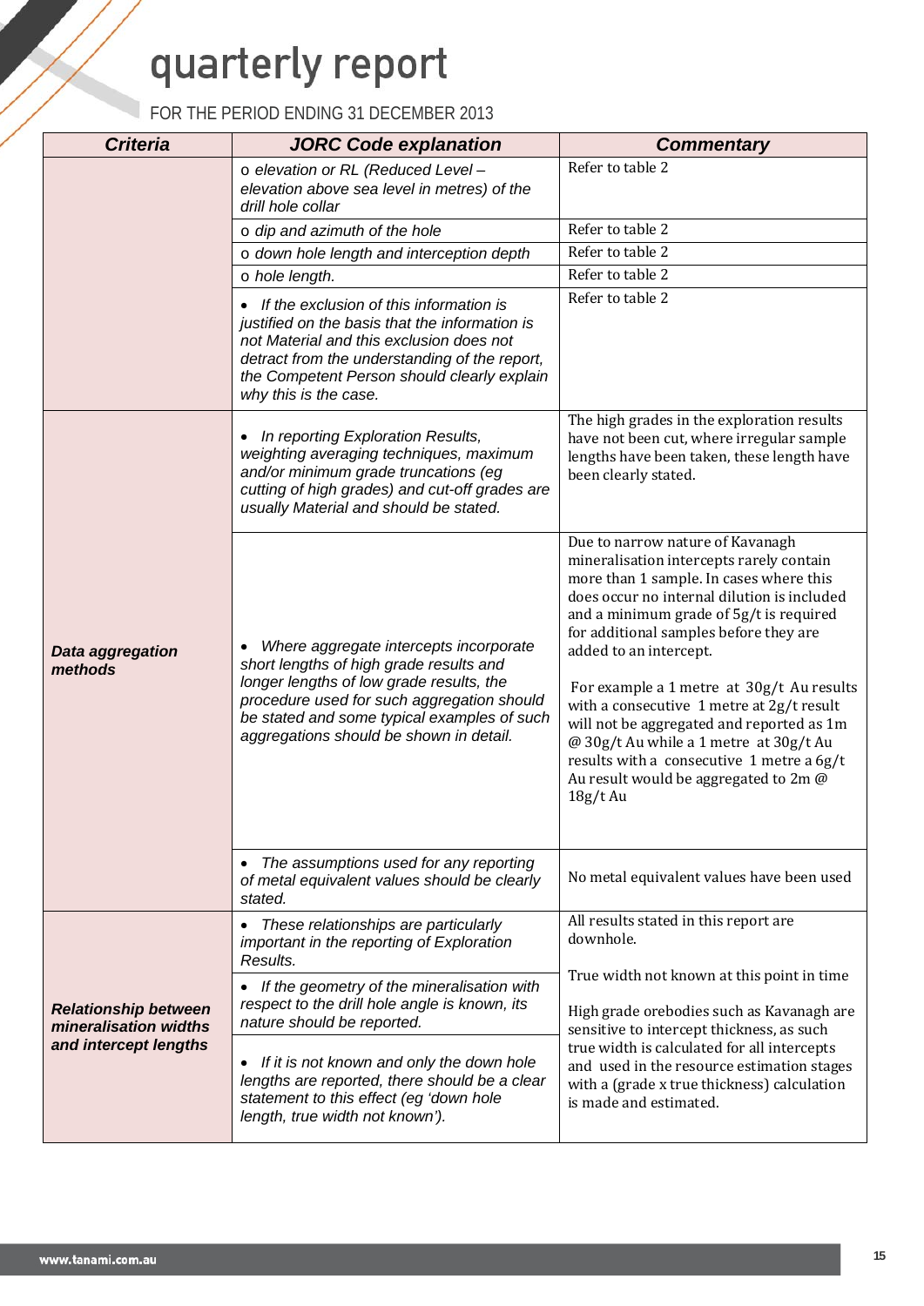| *Criteria* | *JORC Code explanation* | *Commentary* |
|---|---|---|
| | o *elevation or RL (Reduced Level – elevation above sea level in metres) of the drill hole collar* | Refer to table 2 |
| | o *dip and azimuth of the hole* | Refer to table 2 |
| | o *down hole length and interception depth* | Refer to table 2 |
| | o *hole length.* | Refer to table 2 |
| | • *If the exclusion of this information is justified on the basis that the information is not Material and this exclusion does not detract from the understanding of the report, the Competent Person should clearly explain why this is the case.* | Refer to table 2 |
| ***Data aggregation methods*** | • *In reporting Exploration Results, weighting averaging techniques, maximum and/or minimum grade truncations (eg cutting of high grades) and cut-off grades are usually Material and should be stated.* | The high grades in the exploration results have not been cut, where irregular sample lengths have been taken, these length have been clearly stated. |
| | • *Where aggregate intercepts incorporate short lengths of high grade results and longer lengths of low grade results, the procedure used for such aggregation should be stated and some typical examples of such aggregations should be shown in detail.* | Due to narrow nature of Kavanagh mineralisation intercepts rarely contain more than 1 sample. In cases where this does occur no internal dilution is included and a minimum grade of 5g/t is required for additional samples before they are added to an intercept.<br><br>For example a 1 metre at 30g/t Au results with a consecutive 1 metre at 2g/t result will not be aggregated and reported as 1m @ 30g/t Au while a 1 metre at 30g/t Au results with a consecutive 1 metre a 6g/t Au result would be aggregated to 2m @ 18g/t Au |
| | • *The assumptions used for any reporting of metal equivalent values should be clearly stated.* | No metal equivalent values have been used |
| ***Relationship between mineralisation widths and intercept lengths*** | • *These relationships are particularly important in the reporting of Exploration Results.* | All results stated in this report are downhole.<br><br>True width not known at this point in time<br><br>High grade orebodies such as Kavanagh are sensitive to intercept thickness, as such true width is calculated for all intercepts and used in the resource estimation stages with a (grade x true thickness) calculation is made and estimated. |
| | • *If the geometry of the mineralisation with respect to the drill hole angle is known, its nature should be reported.* | |
| | • *If it is not known and only the down hole lengths are reported, there should be a clear statement to this effect (eg 'down hole length, true width not known').* | |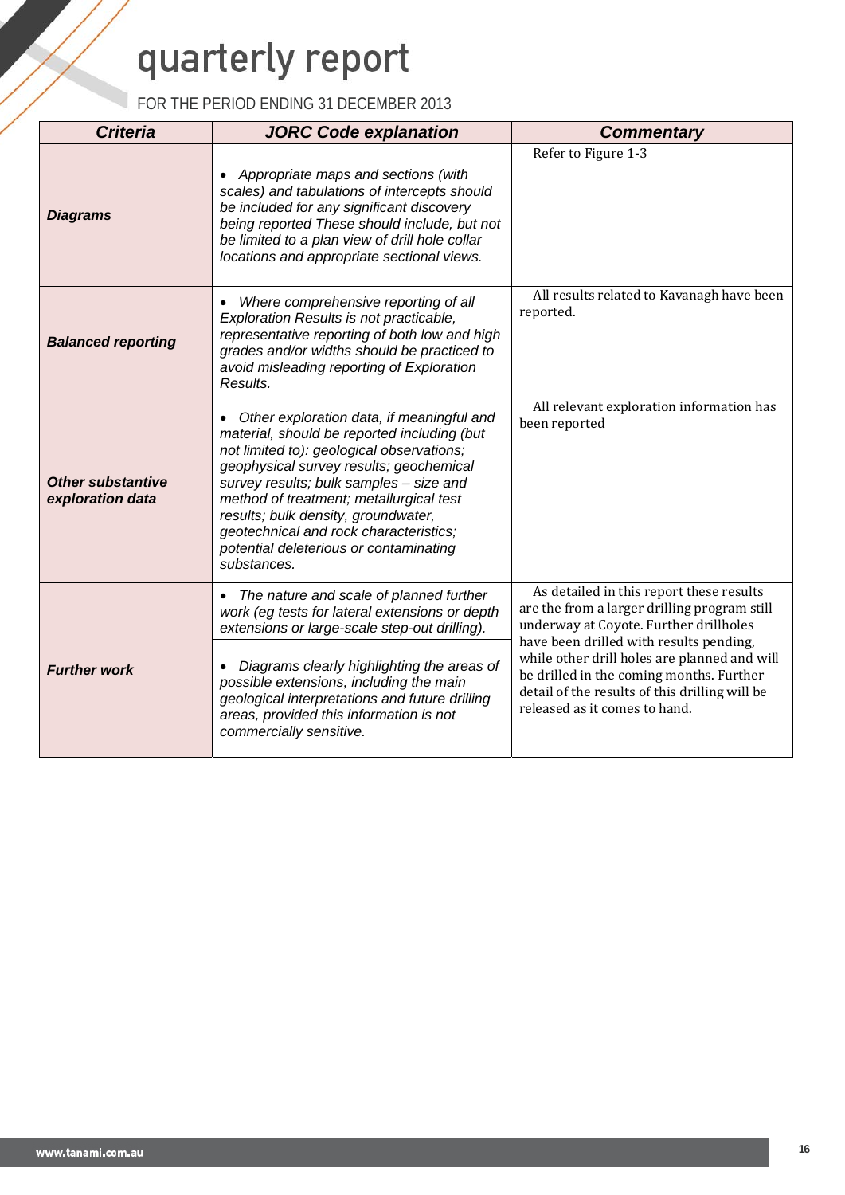| *Criteria* | *JORC Code explanation* | *Commentary* |
|---|---|---|
| ***Diagrams*** | • *Appropriate maps and sections (with scales) and tabulations of intercepts should be included for any significant discovery being reported These should include, but not be limited to a plan view of drill hole collar locations and appropriate sectional views.* | Refer to Figure 1-3 |
| ***Balanced reporting*** | • *Where comprehensive reporting of all Exploration Results is not practicable, representative reporting of both low and high grades and/or widths should be practiced to avoid misleading reporting of Exploration Results.* | All results related to Kavanagh have been reported. |
| ***Other substantive exploration data*** | • *Other exploration data, if meaningful and material, should be reported including (but not limited to): geological observations; geophysical survey results; geochemical survey results; bulk samples – size and method of treatment; metallurgical test results; bulk density, groundwater, geotechnical and rock characteristics; potential deleterious or contaminating substances.* | All relevant exploration information has been reported |
| ***Further work*** | • *The nature and scale of planned further work (eg tests for lateral extensions or depth extensions or large-scale step-out drilling).*<br><br>• *Diagrams clearly highlighting the areas of possible extensions, including the main geological interpretations and future drilling areas, provided this information is not commercially sensitive.* | As detailed in this report these results are the from a larger drilling program still underway at Coyote. Further drillholes have been drilled with results pending, while other drill holes are planned and will be drilled in the coming months. Further detail of the results of this drilling will be released as it comes to hand. |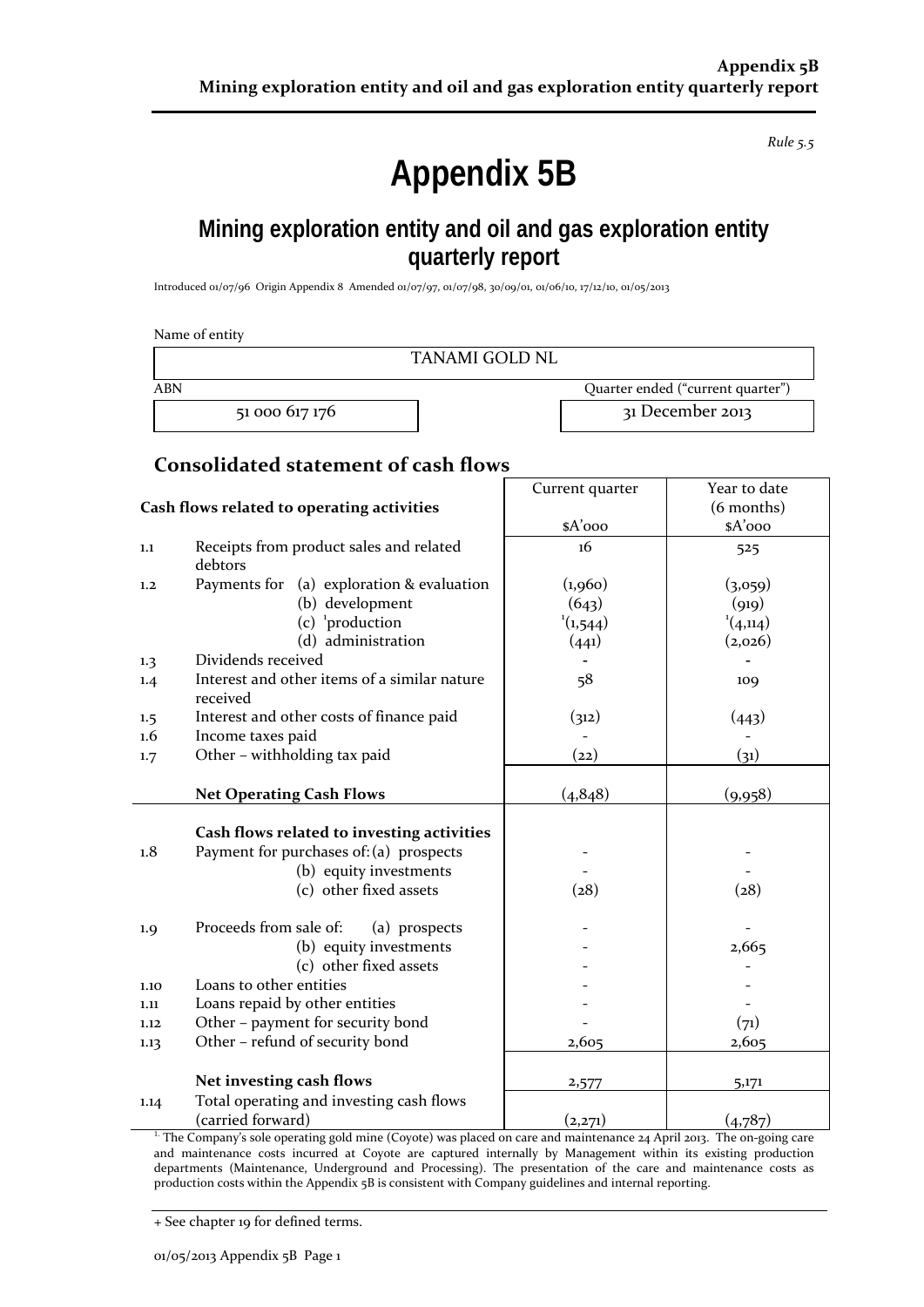*Rule 5.5*

# Appendix 5B

## Mining exploration entity and oil and gas exploration entity quarterly report

Introduced 01/07/96 Origin Appendix 8 Amended 01/07/97, 01/07/98, 30/09/01, 01/06/10, 17/12/10, 01/05/2013

Name of entity

| TANAMI GOLD NL |
|---|

| ABN | Quarter ended ("current quarter") |
|---|---|
| 51 000 617 176 | 31 December 2013 |

## Consolidated statement of cash flows

| | Cash flows related to operating activities | Current quarter $A'000 | Year to date (6 months) $A'000 |
|---|---|---|---|
| 1.1 | Receipts from product sales and related debtors | 16 | 525 |
| 1.2 | Payments for (a) exploration & evaluation | (1,960) | (3,059) |
| | (b) development | (643) | (919) |
| | (c) [1]production | [1](1,544) | [1](4,114) |
| | (d) administration | (441) | (2,026) |
| 1.3 | Dividends received | - | - |
| 1.4 | Interest and other items of a similar nature received | 58 | 109 |
| 1.5 | Interest and other costs of finance paid | (312) | (443) |
| 1.6 | Income taxes paid | - | - |
| 1.7 | Other – withholding tax paid | (22) | (31) |
| | **Net Operating Cash Flows** | (4,848) | (9,958) |
| | **Cash flows related to investing activities** | | |
| 1.8 | Payment for purchases of: (a) prospects | - | - |
| | (b) equity investments | - | - |
| | (c) other fixed assets | (28) | (28) |
| 1.9 | Proceeds from sale of: (a) prospects | - | - |
| | (b) equity investments | - | 2,665 |
| | (c) other fixed assets | - | - |
| 1.10 | Loans to other entities | - | - |
| 1.11 | Loans repaid by other entities | - | - |
| 1.12 | Other – payment for security bond | - | (71) |
| 1.13 | Other – refund of security bond | 2,605 | 2,605 |
| | **Net investing cash flows** | 2,577 | 5,171 |
| 1.14 | Total operating and investing cash flows (carried forward) | (2,271) | (4,787) |

[1] The Company's sole operating gold mine (Coyote) was placed on care and maintenance 24 April 2013. The on-going care and maintenance costs incurred at Coyote are captured internally by Management within its existing production departments (Maintenance, Underground and Processing). The presentation of the care and maintenance costs as production costs within the Appendix 5B is consistent with Company guidelines and internal reporting.

+ See chapter 19 for defined terms.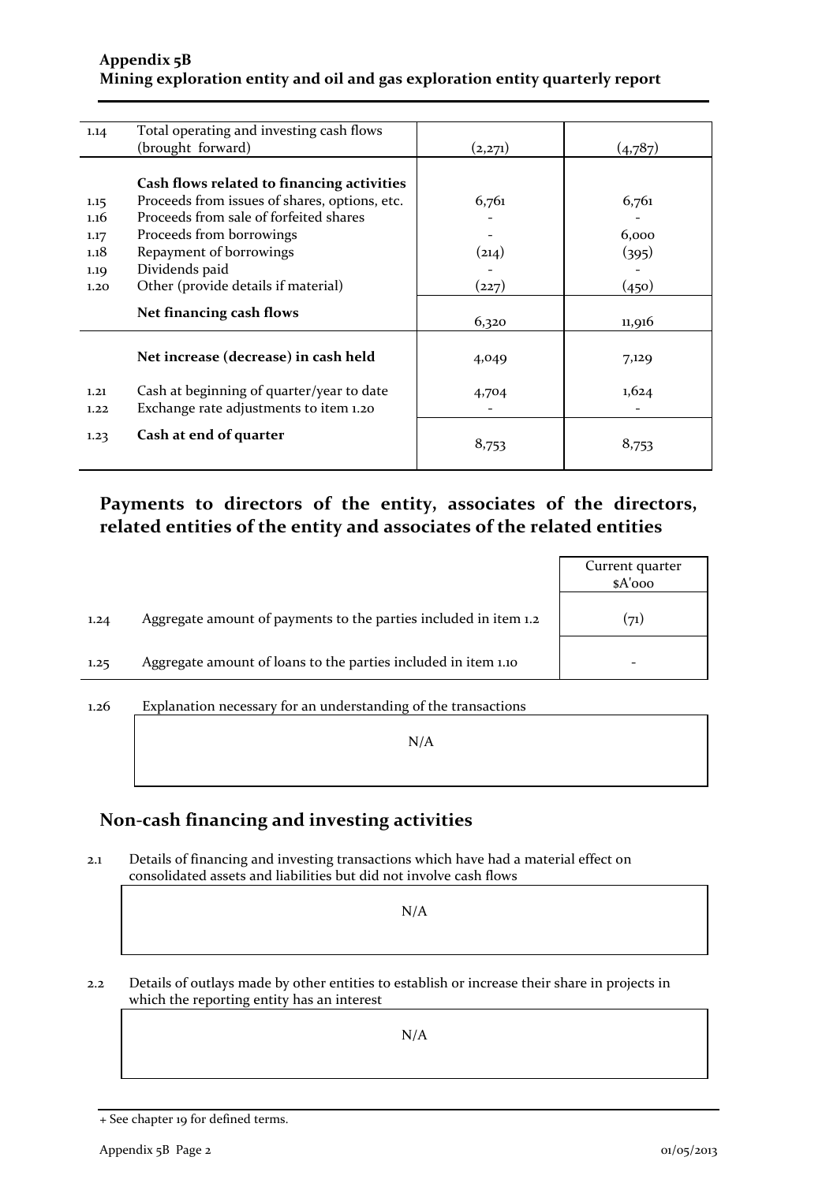| | | | |
|---|---|---|---|
| 1.14 | Total operating and investing cash flows (brought forward) | (2,271) | (4,787) |
| | **Cash flows related to financing activities** | | |
| 1.15 | Proceeds from issues of shares, options, etc. | 6,761 | 6,761 |
| 1.16 | Proceeds from sale of forfeited shares | - | - |
| 1.17 | Proceeds from borrowings | - | 6,000 |
| 1.18 | Repayment of borrowings | (214) | (395) |
| 1.19 | Dividends paid | - | - |
| 1.20 | Other (provide details if material) | (227) | (450) |
| | **Net financing cash flows** | 6,320 | 11,916 |
| | **Net increase (decrease) in cash held** | 4,049 | 7,129 |
| 1.21 | Cash at beginning of quarter/year to date | 4,704 | 1,624 |
| 1.22 | Exchange rate adjustments to item 1.20 | - | - |
| 1.23 | **Cash at end of quarter** | 8,753 | 8,753 |

## Payments to directors of the entity, associates of the directors, related entities of the entity and associates of the related entities

| | | Current quarter $A'000 |
|---|---|---|
| 1.24 | Aggregate amount of payments to the parties included in item 1.2 | (71) |
| 1.25 | Aggregate amount of loans to the parties included in item 1.10 | - |

1.26 Explanation necessary for an understanding of the transactions

N/A

## Non-cash financing and investing activities

2.1 Details of financing and investing transactions which have had a material effect on consolidated assets and liabilities but did not involve cash flows

N/A

2.2 Details of outlays made by other entities to establish or increase their share in projects in which the reporting entity has an interest

N/A

+ See chapter 19 for defined terms.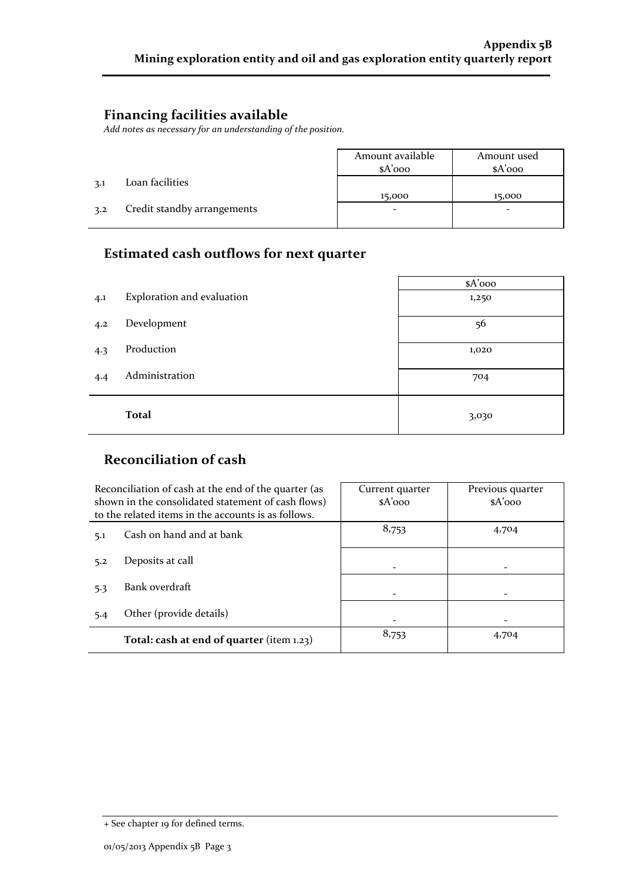## Financing facilities available

*Add notes as necessary for an understanding of the position.*

| | | Amount available $A'000 | Amount used $A'000 |
|---|---|---|---|
| 3.1 | Loan facilities | 15,000 | 15,000 |
| 3.2 | Credit standby arrangements | - | - |

## Estimated cash outflows for next quarter

| | | $A'000 |
|---|---|---|
| 4.1 | Exploration and evaluation | 1,250 |
| 4.2 | Development | 56 |
| 4.3 | Production | 1,020 |
| 4.4 | Administration | 704 |
| | **Total** | 3,030 |

## Reconciliation of cash

| Reconciliation of cash at the end of the quarter (as shown in the consolidated statement of cash flows) to the related items in the accounts is as follows. | | Current quarter $A'000 | Previous quarter $A'000 |
|---|---|---|---|
| 5.1 | Cash on hand and at bank | 8,753 | 4,704 |
| 5.2 | Deposits at call | - | - |
| 5.3 | Bank overdraft | - | - |
| 5.4 | Other (provide details) | - | - |
| | **Total: cash at end of quarter** (item 1.23) | 8,753 | 4,704 |

+ See chapter 19 for defined terms.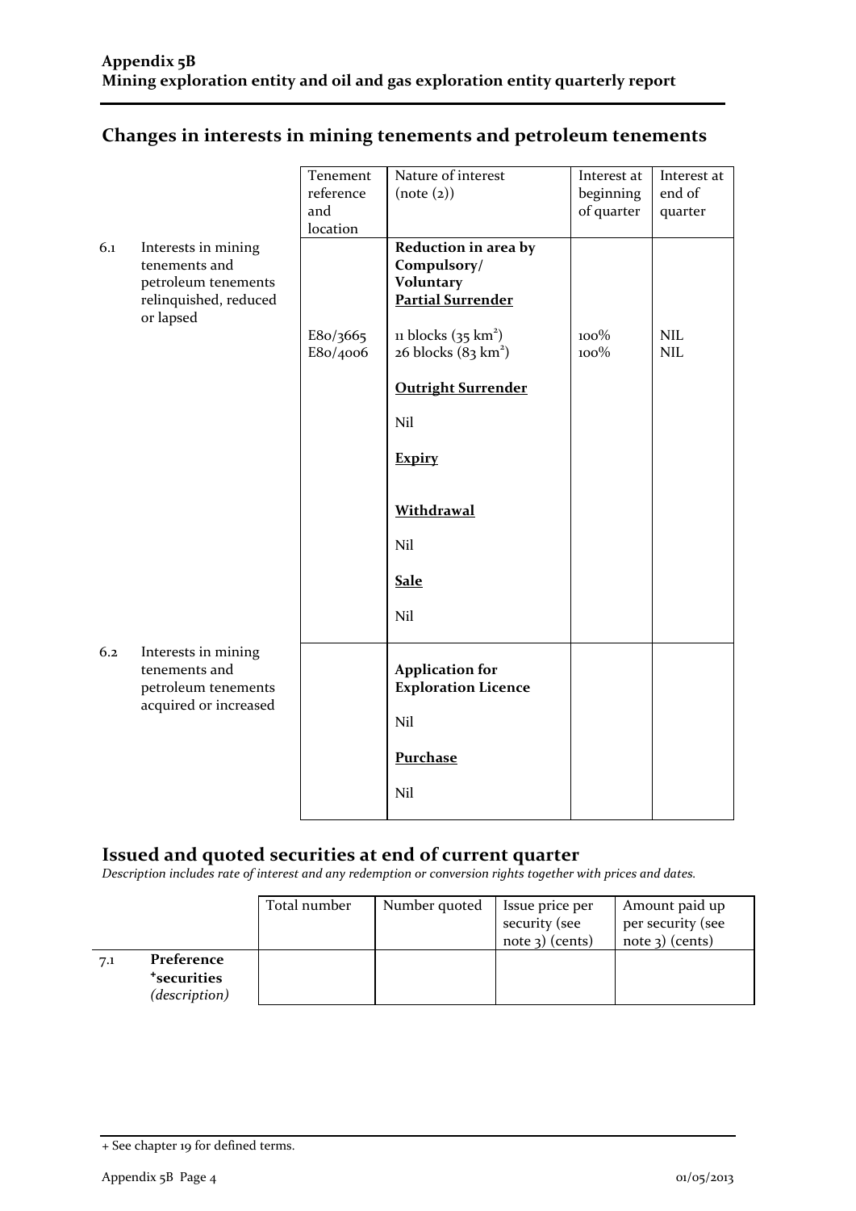## Changes in interests in mining tenements and petroleum tenements

| | | Tenement reference and location | Nature of interest (note (2)) | Interest at beginning of quarter | Interest at end of quarter |
|---|---|---|---|---|---|
| 6.1 | Interests in mining tenements and petroleum tenements relinquished, reduced or lapsed | | **Reduction in area by Compulsory/ Voluntary** **Partial Surrender** | | |
| | | E80/3665 | 11 blocks (35 km²) | 100% | NIL |
| | | E80/4006 | 26 blocks (83 km²) | 100% | NIL |
| | | | **Outright Surrender** | | |
| | | | Nil | | |
| | | | **Expiry** | | |
| | | | **Withdrawal** | | |
| | | | Nil | | |
| | | | **Sale** | | |
| | | | Nil | | |
| 6.2 | Interests in mining tenements and petroleum tenements acquired or increased | | **Application for Exploration Licence** | | |
| | | | Nil | | |
| | | | **Purchase** | | |
| | | | Nil | | |

## Issued and quoted securities at end of current quarter

*Description includes rate of interest and any redemption or conversion rights together with prices and dates.*

| | | Total number | Number quoted | Issue price per security (see note 3) (cents) | Amount paid up per security (see note 3) (cents) |
|---|---|---|---|---|---|
| 7.1 | **Preference +securities** *(description)* | | | | |

+ See chapter 19 for defined terms.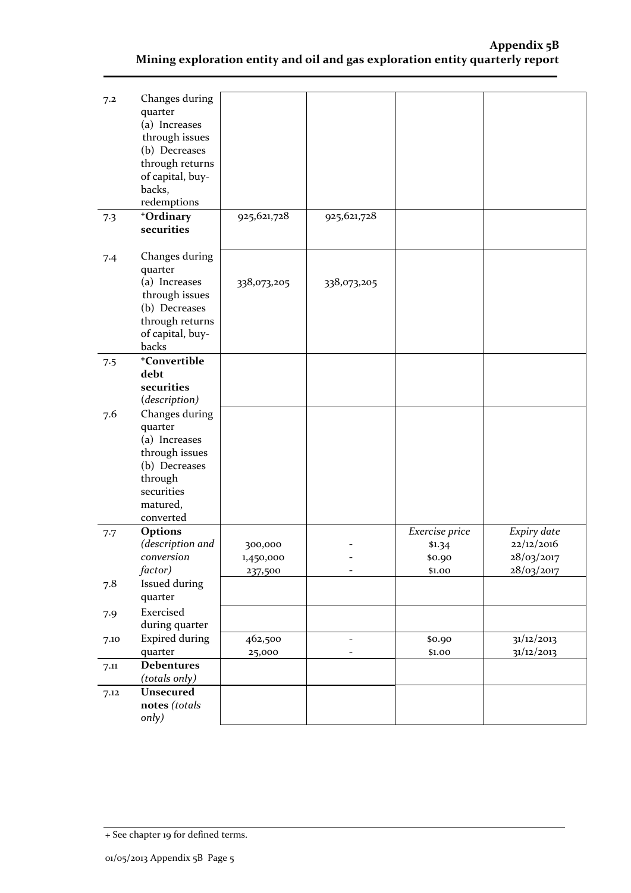| | | | | | |
|---|---|---|---|---|---|
| 7.2 | Changes during quarter (a) Increases through issues (b) Decreases through returns of capital, buy-backs, redemptions | | | | |
| 7.3 | **+Ordinary securities** | 925,621,728 | 925,621,728 | | |
| 7.4 | Changes during quarter (a) Increases through issues (b) Decreases through returns of capital, buy-backs | 338,073,205 | 338,073,205 | | |
| 7.5 | **+Convertible debt securities** *(description)* | | | | |
| 7.6 | Changes during quarter (a) Increases through issues (b) Decreases through securities matured, converted | | | | |
| 7.7 | **Options** *(description and conversion factor)* | 300,000<br>1,450,000<br>237,500 | -<br>-<br>- | *Exercise price*<br>$1.34<br>$0.90<br>$1.00 | *Expiry date*<br>22/12/2016<br>28/03/2017<br>28/03/2017 |
| 7.8 | Issued during quarter | | | | |
| 7.9 | Exercised during quarter | | | | |
| 7.10 | Expired during quarter | 462,500<br>25,000 | -<br>- | $0.90<br>$1.00 | 31/12/2013<br>31/12/2013 |
| 7.11 | **Debentures** *(totals only)* | | | | |
| 7.12 | **Unsecured notes** *(totals only)* | | | | |

+ See chapter 19 for defined terms.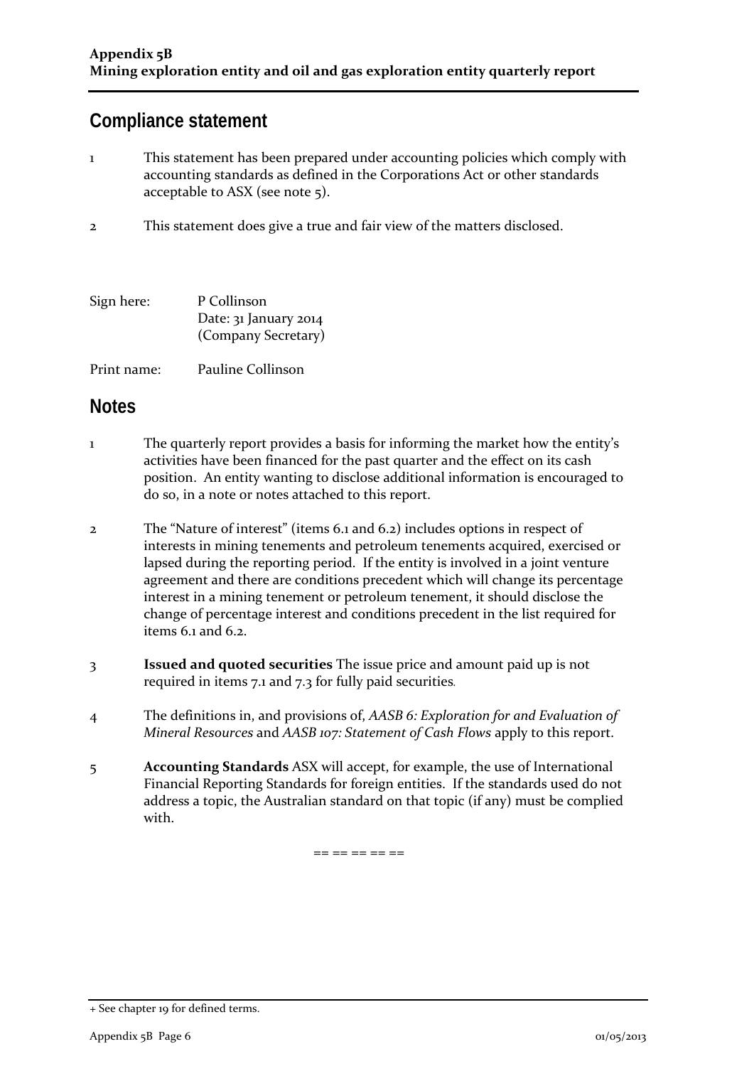## Compliance statement

1. This statement has been prepared under accounting policies which comply with accounting standards as defined in the Corporations Act or other standards acceptable to ASX (see note 5).

2. This statement does give a true and fair view of the matters disclosed.

| | |
|---|---|
| Sign here: | P Collinson<br>Date: 31 January 2014<br>(Company Secretary) |
| Print name: | Pauline Collinson |

## Notes

1. The quarterly report provides a basis for informing the market how the entity's activities have been financed for the past quarter and the effect on its cash position. An entity wanting to disclose additional information is encouraged to do so, in a note or notes attached to this report.

2. The "Nature of interest" (items 6.1 and 6.2) includes options in respect of interests in mining tenements and petroleum tenements acquired, exercised or lapsed during the reporting period. If the entity is involved in a joint venture agreement and there are conditions precedent which will change its percentage interest in a mining tenement or petroleum tenement, it should disclose the change of percentage interest and conditions precedent in the list required for items 6.1 and 6.2.

3. **Issued and quoted securities** The issue price and amount paid up is not required in items 7.1 and 7.3 for fully paid securities.

4. The definitions in, and provisions of, *AASB 6: Exploration for and Evaluation of Mineral Resources* and *AASB 107: Statement of Cash Flows* apply to this report.

5. **Accounting Standards** ASX will accept, for example, the use of International Financial Reporting Standards for foreign entities. If the standards used do not address a topic, the Australian standard on that topic (if any) must be complied with.

== == == == ==